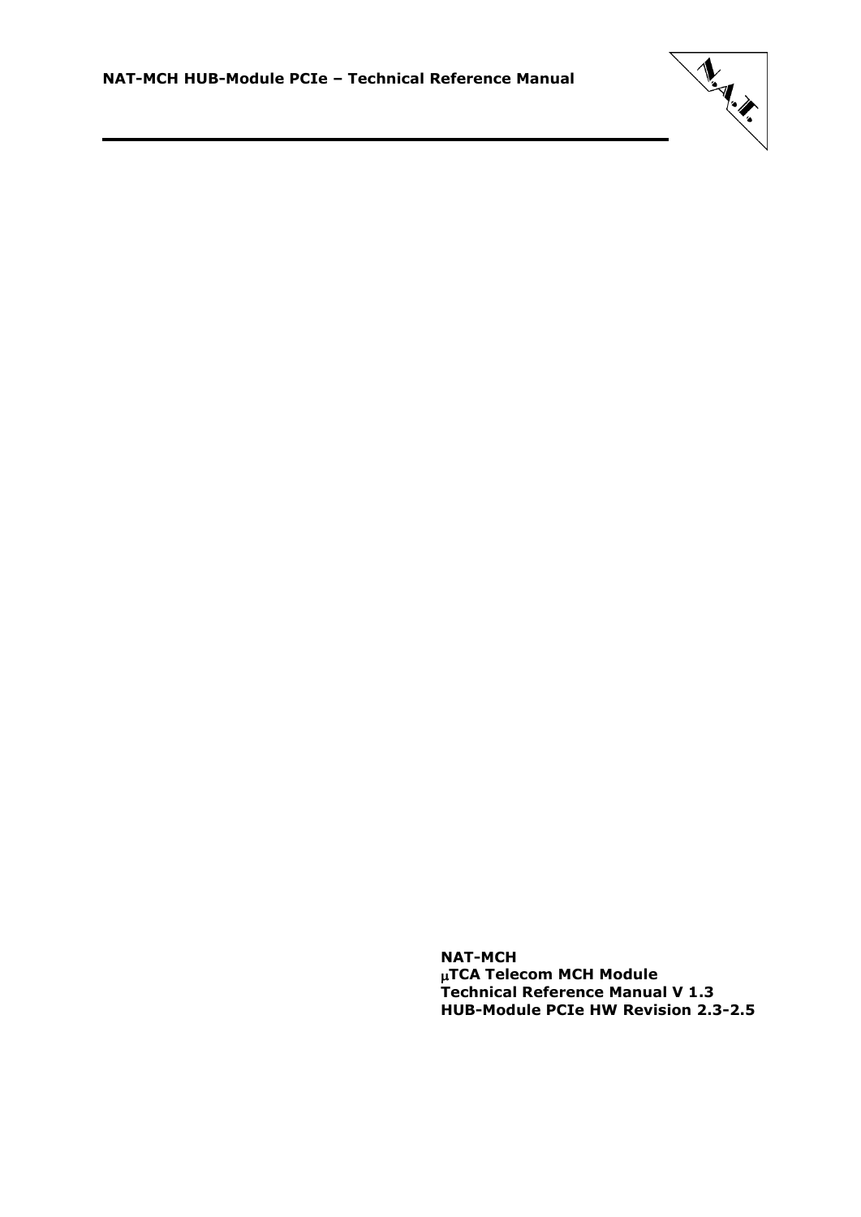**NAT-MCH**
**μTCA Telecom MCH Module**
**Technical Reference Manual V 1.3**
**HUB-Module PCIe HW Revision 2.3-2.5**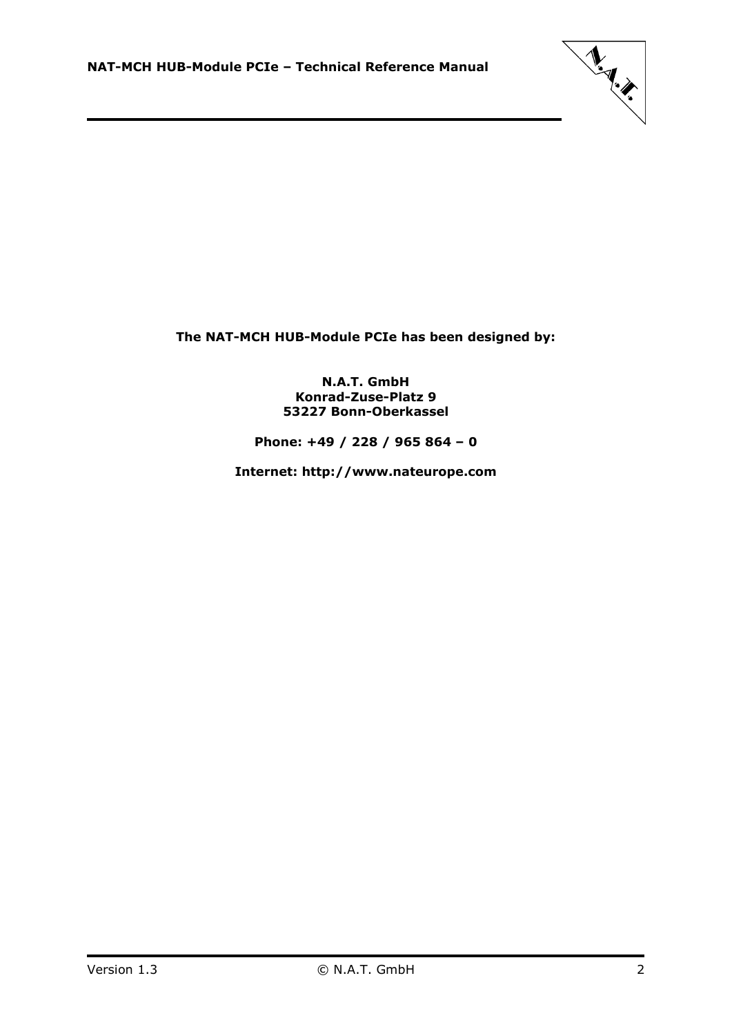**The NAT-MCH HUB-Module PCIe has been designed by:**

**N.A.T. GmbH**
**Konrad-Zuse-Platz 9**
**53227 Bonn-Oberkassel**

**Phone: +49 / 228 / 965 864 – 0**

**Internet: http://www.nateurope.com**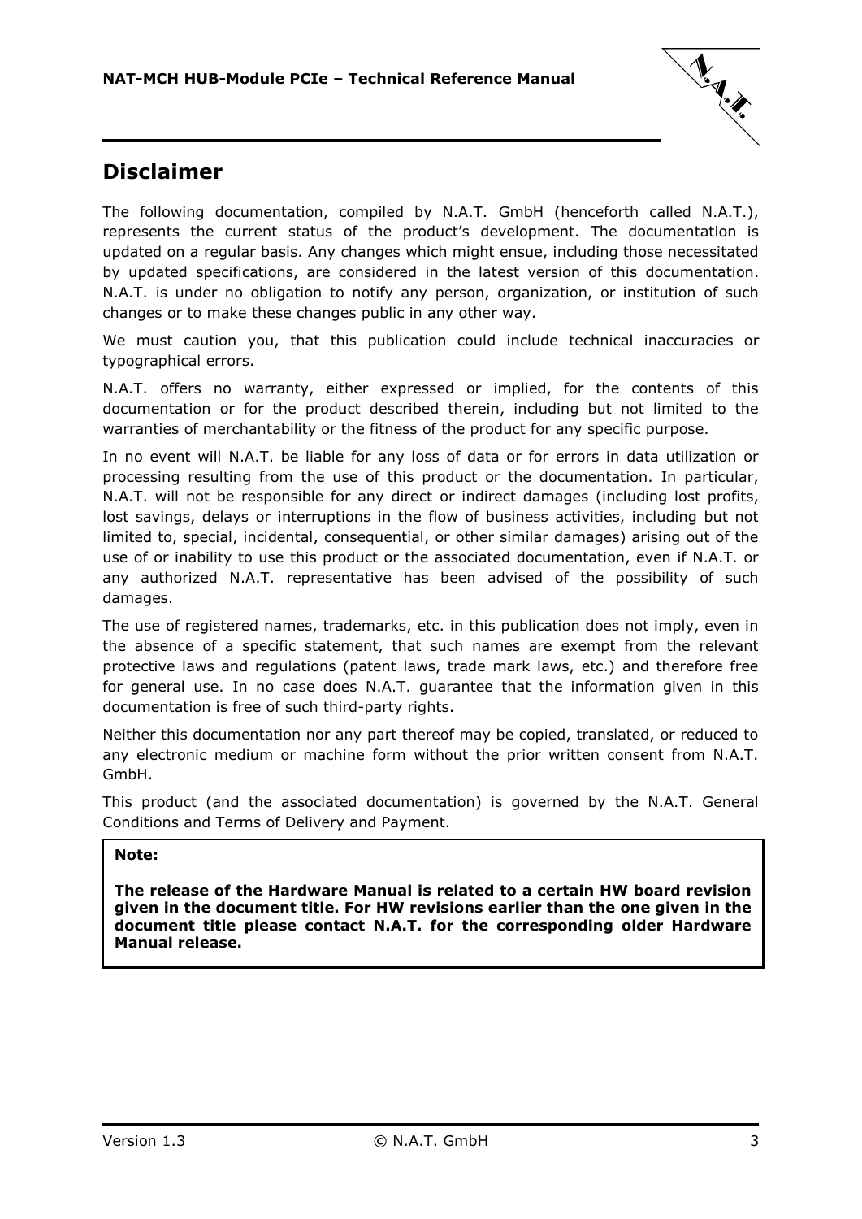# Disclaimer

The following documentation, compiled by N.A.T. GmbH (henceforth called N.A.T.), represents the current status of the product's development. The documentation is updated on a regular basis. Any changes which might ensue, including those necessitated by updated specifications, are considered in the latest version of this documentation. N.A.T. is under no obligation to notify any person, organization, or institution of such changes or to make these changes public in any other way.

We must caution you, that this publication could include technical inaccuracies or typographical errors.

N.A.T. offers no warranty, either expressed or implied, for the contents of this documentation or for the product described therein, including but not limited to the warranties of merchantability or the fitness of the product for any specific purpose.

In no event will N.A.T. be liable for any loss of data or for errors in data utilization or processing resulting from the use of this product or the documentation. In particular, N.A.T. will not be responsible for any direct or indirect damages (including lost profits, lost savings, delays or interruptions in the flow of business activities, including but not limited to, special, incidental, consequential, or other similar damages) arising out of the use of or inability to use this product or the associated documentation, even if N.A.T. or any authorized N.A.T. representative has been advised of the possibility of such damages.

The use of registered names, trademarks, etc. in this publication does not imply, even in the absence of a specific statement, that such names are exempt from the relevant protective laws and regulations (patent laws, trade mark laws, etc.) and therefore free for general use. In no case does N.A.T. guarantee that the information given in this documentation is free of such third-party rights.

Neither this documentation nor any part thereof may be copied, translated, or reduced to any electronic medium or machine form without the prior written consent from N.A.T. GmbH.

This product (and the associated documentation) is governed by the N.A.T. General Conditions and Terms of Delivery and Payment.

**Note:**

**The release of the Hardware Manual is related to a certain HW board revision given in the document title. For HW revisions earlier than the one given in the document title please contact N.A.T. for the corresponding older Hardware Manual release.**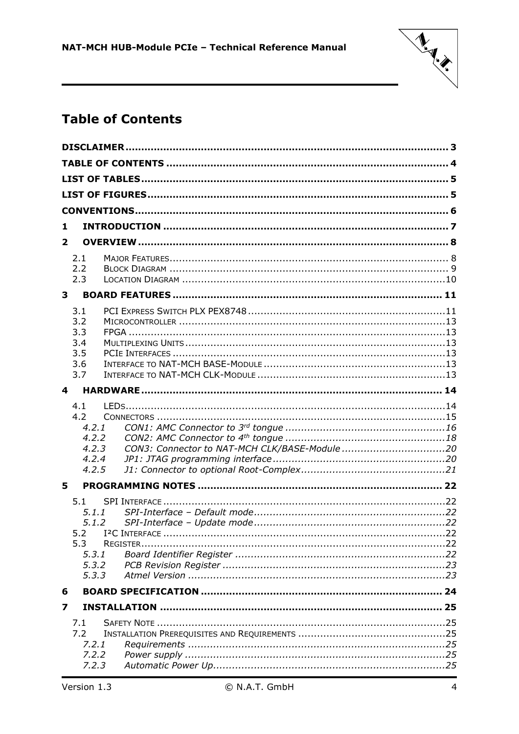# Table of Contents

**DISCLAIMER** ........................................................................................ 3
**TABLE OF CONTENTS** ........................................................................ 4
**LIST OF TABLES** ................................................................................ 5
**LIST OF FIGURES** .............................................................................. 5
**CONVENTIONS** .................................................................................... 6
**1 INTRODUCTION** ............................................................................... 7
**2 OVERVIEW** ....................................................................................... 8

- 2.1 MAJOR FEATURES ........................................................................ 8
- 2.2 BLOCK DIAGRAM .......................................................................... 9
- 2.3 LOCATION DIAGRAM .................................................................... 10

**3 BOARD FEATURES** ........................................................................... 11

- 3.1 PCI EXPRESS SWITCH PLX PEX8748 .............................................. 11
- 3.2 MICROCONTROLLER ...................................................................... 13
- 3.3 FPGA ........................................................................................... 13
- 3.4 MULTIPLEXING UNITS .................................................................... 13
- 3.5 PCIE INTERFACES ......................................................................... 13
- 3.6 INTERFACE TO NAT-MCH BASE-MODULE ......................................... 13
- 3.7 INTERFACE TO NAT-MCH CLK-MODULE ........................................... 13

**4 HARDWARE** ...................................................................................... 14

- 4.1 LEDS ............................................................................................ 14
- 4.2 CONNECTORS ................................................................................ 15
  - *4.2.1 CON1: AMC Connector to 3rd tongue* ........................................ 16
  - *4.2.2 CON2: AMC Connector to 4th tongue* ........................................ 18
  - *4.2.3 CON3: Connector to NAT-MCH CLK/BASE-Module* ........................ 20
  - *4.2.4 JP1: JTAG programming interface* ............................................ 20
  - *4.2.5 J1: Connector to optional Root-Complex* .................................... 21

**5 PROGRAMMING NOTES** ...................................................................... 22

- 5.1 SPI INTERFACE ............................................................................... 22
  - *5.1.1 SPI-Interface – Default mode* ................................................... 22
  - *5.1.2 SPI-Interface – Update mode* .................................................... 22
- 5.2 I²C INTERFACE ............................................................................... 22
- 5.3 REGISTER ...................................................................................... 22
  - *5.3.1 Board Identifier Register* ......................................................... 22
  - *5.3.2 PCB Revision Register* ............................................................. 23
  - *5.3.3 Atmel Version* .......................................................................... 23

**6 BOARD SPECIFICATION** .................................................................... 24
**7 INSTALLATION** ................................................................................. 25

- 7.1 SAFETY NOTE ................................................................................. 25
- 7.2 INSTALLATION PREREQUISITES AND REQUIREMENTS ............................... 25
  - *7.2.1 Requirements* .......................................................................... 25
  - *7.2.2 Power supply* ........................................................................... 25
  - *7.2.3 Automatic Power Up* ................................................................. 25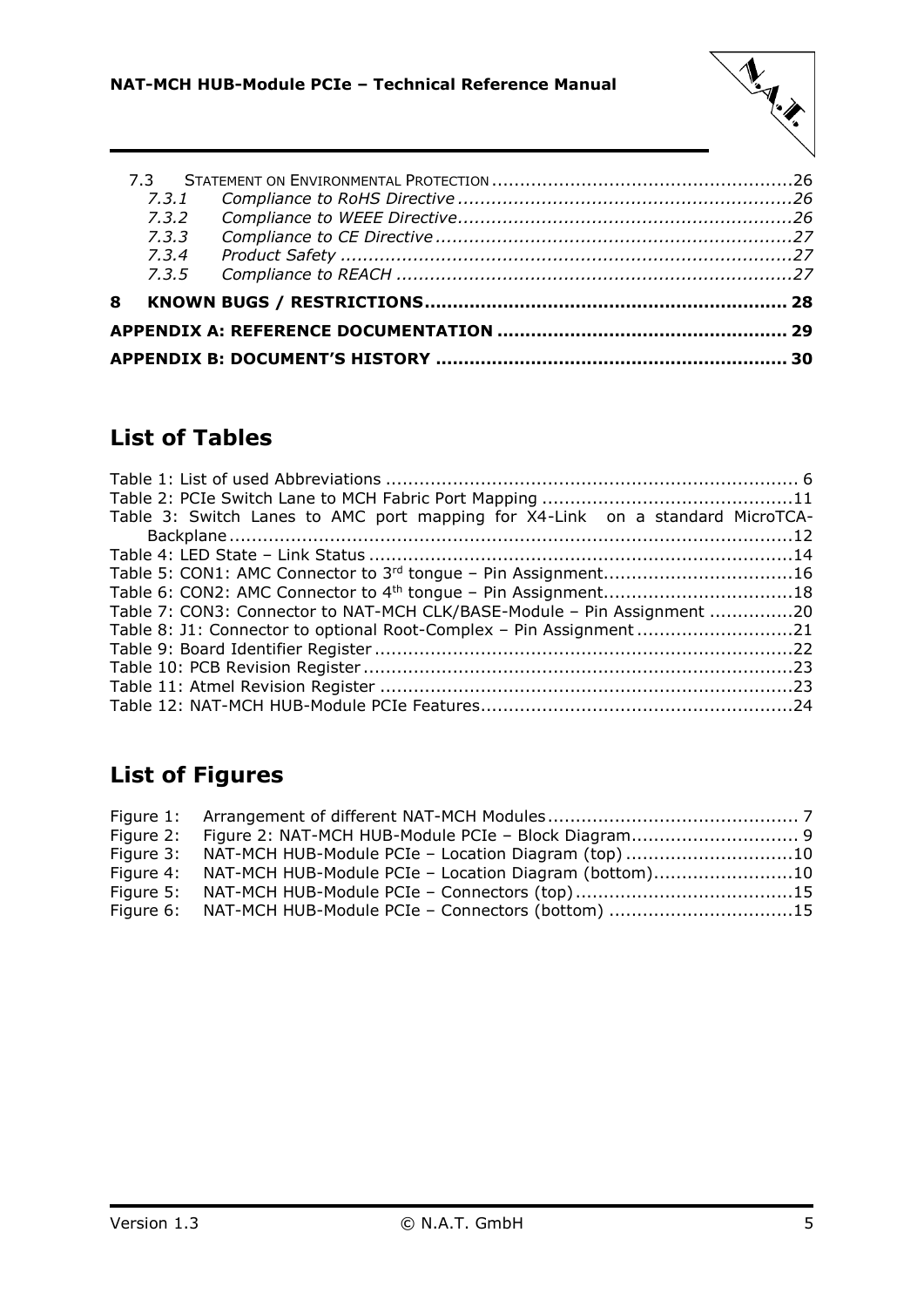7.3 STATEMENT ON ENVIRONMENTAL PROTECTION ......................................................26
*7.3.1 Compliance to RoHS Directive ............................................................26*
*7.3.2 Compliance to WEEE Directive............................................................26*
*7.3.3 Compliance to CE Directive ................................................................27*
*7.3.4 Product Safety .................................................................................27*
*7.3.5 Compliance to REACH .......................................................................27*

**8 KNOWN BUGS / RESTRICTIONS................................................................ 28**

**APPENDIX A: REFERENCE DOCUMENTATION ................................................... 29**

**APPENDIX B: DOCUMENT'S HISTORY .............................................................. 30**

## List of Tables

Table 1: List of used Abbreviations .......................................................................... 6
Table 2: PCIe Switch Lane to MCH Fabric Port Mapping .............................................11
Table 3: Switch Lanes to AMC port mapping for X4-Link on a standard MicroTCA-Backplane.....................................................................................................12
Table 4: LED State – Link Status ............................................................................14
Table 5: CON1: AMC Connector to 3rd tongue – Pin Assignment..................................16
Table 6: CON2: AMC Connector to 4th tongue – Pin Assignment..................................18
Table 7: CON3: Connector to NAT-MCH CLK/BASE-Module – Pin Assignment ...............20
Table 8: J1: Connector to optional Root-Complex – Pin Assignment ............................21
Table 9: Board Identifier Register ...........................................................................22
Table 10: PCB Revision Register .............................................................................23
Table 11: Atmel Revision Register ..........................................................................23
Table 12: NAT-MCH HUB-Module PCIe Features........................................................24

## List of Figures

Figure 1: Arrangement of different NAT-MCH Modules............................................. 7
Figure 2: Figure 2: NAT-MCH HUB-Module PCIe – Block Diagram.............................. 9
Figure 3: NAT-MCH HUB-Module PCIe – Location Diagram (top) ..............................10
Figure 4: NAT-MCH HUB-Module PCIe – Location Diagram (bottom).........................10
Figure 5: NAT-MCH HUB-Module PCIe – Connectors (top).......................................15
Figure 6: NAT-MCH HUB-Module PCIe – Connectors (bottom) .................................15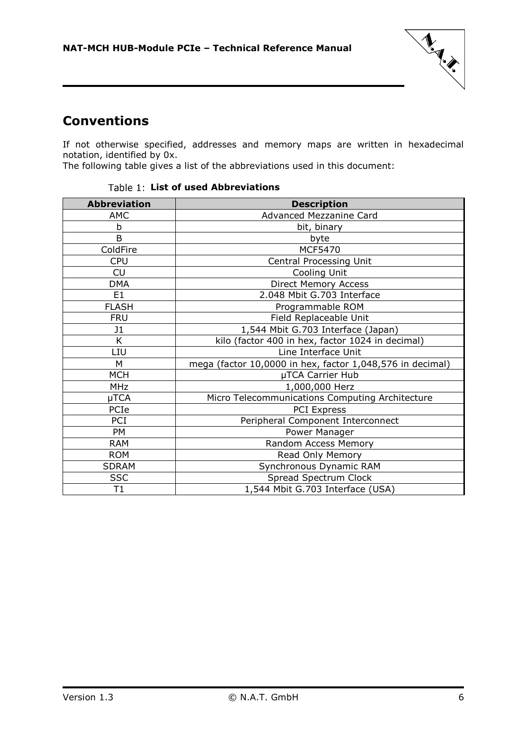# Conventions

If not otherwise specified, addresses and memory maps are written in hexadecimal notation, identified by 0x.
The following table gives a list of the abbreviations used in this document:

Table 1: **List of used Abbreviations**

| Abbreviation | Description |
|---|---|
| AMC | Advanced Mezzanine Card |
| b | bit, binary |
| B | byte |
| ColdFire | MCF5470 |
| CPU | Central Processing Unit |
| CU | Cooling Unit |
| DMA | Direct Memory Access |
| E1 | 2.048 Mbit G.703 Interface |
| FLASH | Programmable ROM |
| FRU | Field Replaceable Unit |
| J1 | 1,544 Mbit G.703 Interface (Japan) |
| K | kilo (factor 400 in hex, factor 1024 in decimal) |
| LIU | Line Interface Unit |
| M | mega (factor 10,0000 in hex, factor 1,048,576 in decimal) |
| MCH | µTCA Carrier Hub |
| MHz | 1,000,000 Herz |
| µTCA | Micro Telecommunications Computing Architecture |
| PCIe | PCI Express |
| PCI | Peripheral Component Interconnect |
| PM | Power Manager |
| RAM | Random Access Memory |
| ROM | Read Only Memory |
| SDRAM | Synchronous Dynamic RAM |
| SSC | Spread Spectrum Clock |
| T1 | 1,544 Mbit G.703 Interface (USA) |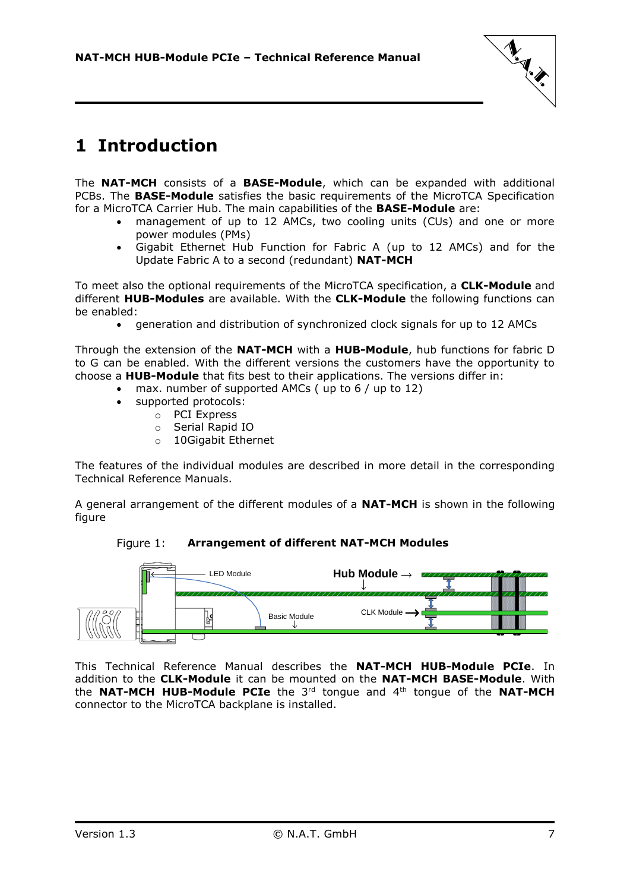# 1 Introduction

The **NAT-MCH** consists of a **BASE-Module**, which can be expanded with additional PCBs. The **BASE-Module** satisfies the basic requirements of the MicroTCA Specification for a MicroTCA Carrier Hub. The main capabilities of the **BASE-Module** are:

- management of up to 12 AMCs, two cooling units (CUs) and one or more power modules (PMs)
- Gigabit Ethernet Hub Function for Fabric A (up to 12 AMCs) and for the Update Fabric A to a second (redundant) **NAT-MCH**

To meet also the optional requirements of the MicroTCA specification, a **CLK-Module** and different **HUB-Modules** are available. With the **CLK-Module** the following functions can be enabled:

- generation and distribution of synchronized clock signals for up to 12 AMCs

Through the extension of the **NAT-MCH** with a **HUB-Module**, hub functions for fabric D to G can be enabled. With the different versions the customers have the opportunity to choose a **HUB-Module** that fits best to their applications. The versions differ in:

- max. number of supported AMCs ( up to 6 / up to 12)
- supported protocols:
    - PCI Express
    - Serial Rapid IO
    - 10Gigabit Ethernet

The features of the individual modules are described in more detail in the corresponding Technical Reference Manuals.

A general arrangement of the different modules of a **NAT-MCH** is shown in the following figure

Figure 1: **Arrangement of different NAT-MCH Modules**

This Technical Reference Manual describes the **NAT-MCH HUB-Module PCIe**. In addition to the **CLK-Module** it can be mounted on the **NAT-MCH BASE-Module**. With the **NAT-MCH HUB-Module PCIe** the 3rd tongue and 4th tongue of the **NAT-MCH** connector to the MicroTCA backplane is installed.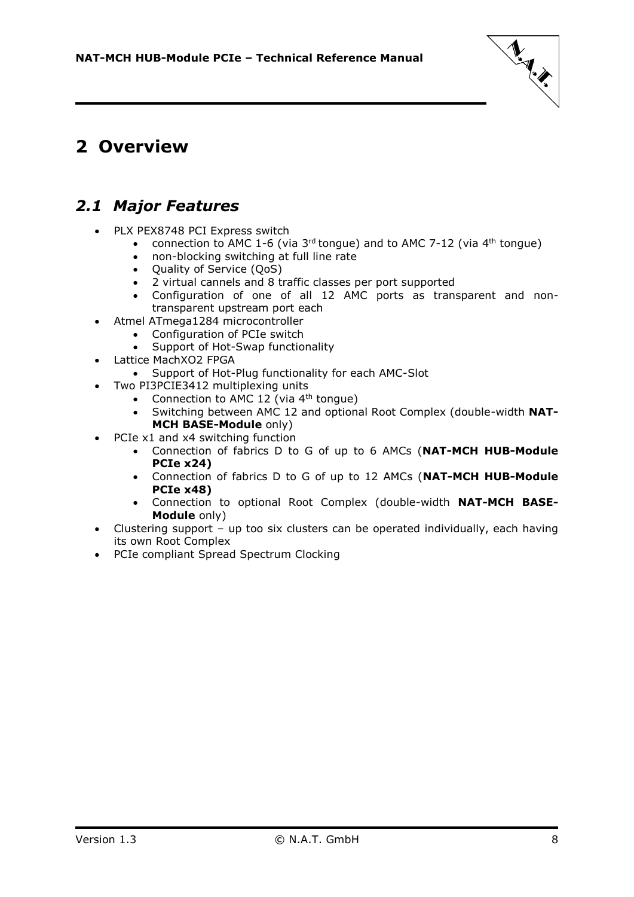# 2 Overview

## *2.1 Major Features*

- PLX PEX8748 PCI Express switch
  - connection to AMC 1-6 (via 3rd tongue) and to AMC 7-12 (via 4th tongue)
  - non-blocking switching at full line rate
  - Quality of Service (QoS)
  - 2 virtual cannels and 8 traffic classes per port supported
  - Configuration of one of all 12 AMC ports as transparent and non-transparent upstream port each
- Atmel ATmega1284 microcontroller
  - Configuration of PCIe switch
  - Support of Hot-Swap functionality
- Lattice MachXO2 FPGA
  - Support of Hot-Plug functionality for each AMC-Slot
- Two PI3PCIE3412 multiplexing units
  - Connection to AMC 12 (via 4th tongue)
  - Switching between AMC 12 and optional Root Complex (double-width **NAT-MCH BASE-Module** only)
- PCIe x1 and x4 switching function
  - Connection of fabrics D to G of up to 6 AMCs (**NAT-MCH HUB-Module PCIe x24)**
  - Connection of fabrics D to G of up to 12 AMCs (**NAT-MCH HUB-Module PCIe x48)**
  - Connection to optional Root Complex (double-width **NAT-MCH BASE-Module** only)
- Clustering support – up too six clusters can be operated individually, each having its own Root Complex
- PCIe compliant Spread Spectrum Clocking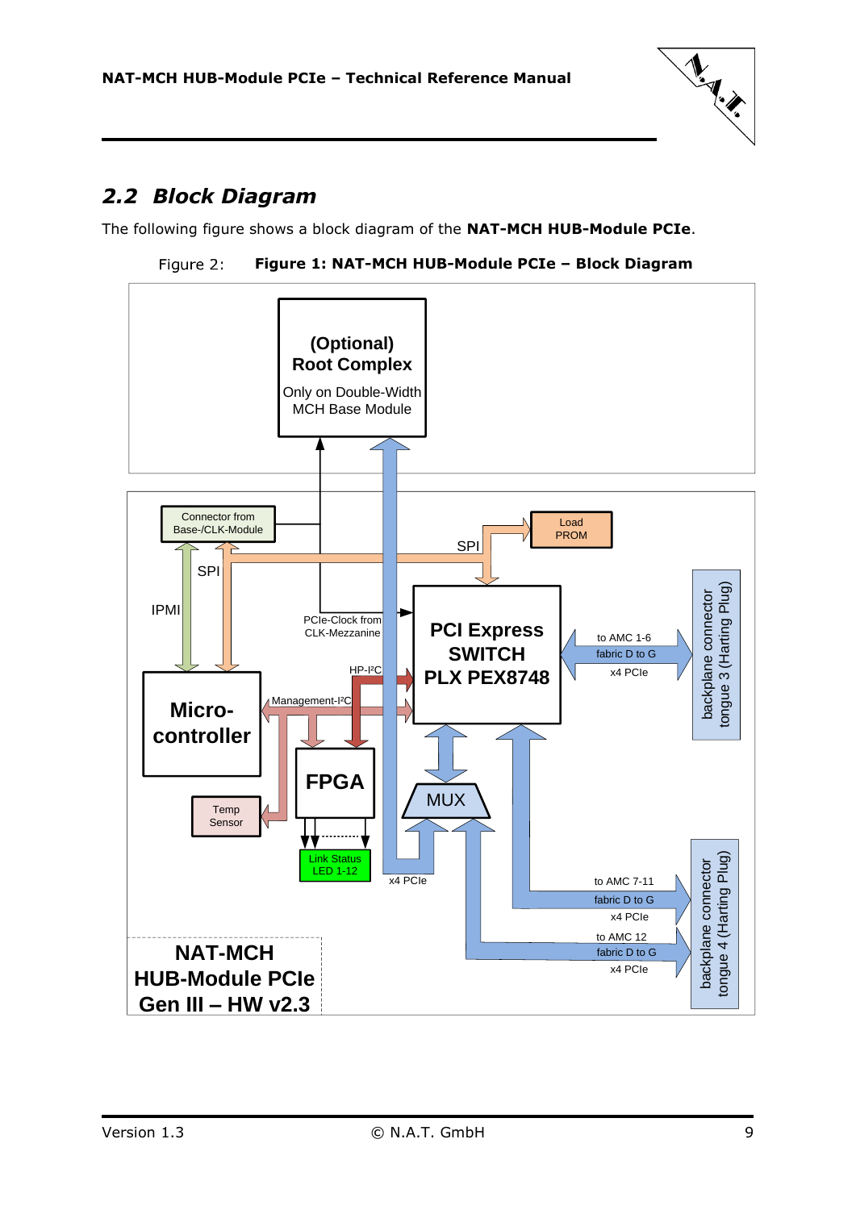## 2.2 *Block Diagram*

The following figure shows a block diagram of the **NAT-MCH HUB-Module PCIe**.

Figure 2: **Figure 1: NAT-MCH HUB-Module PCIe – Block Diagram**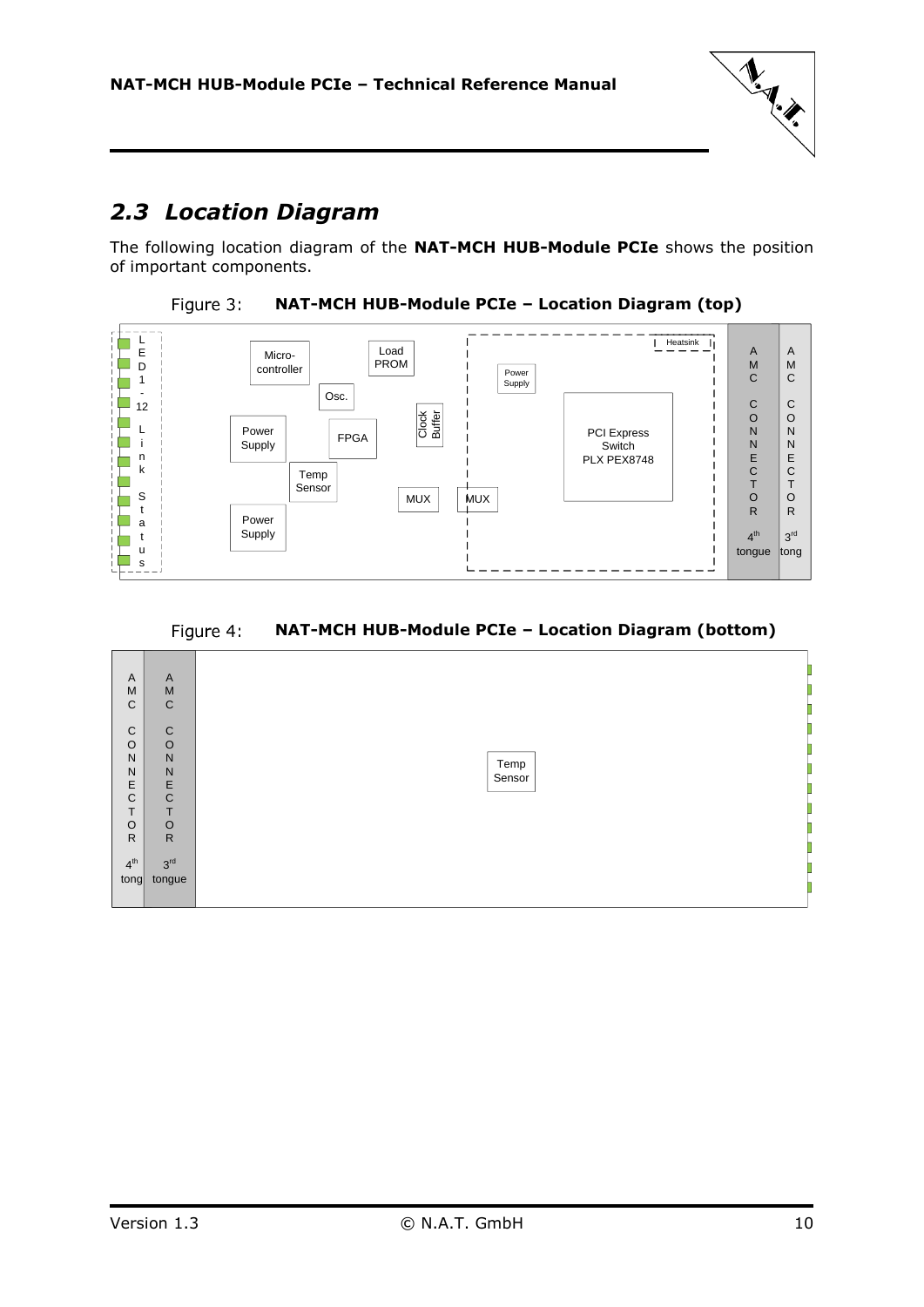## 2.3 Location Diagram

The following location diagram of the **NAT-MCH HUB-Module PCIe** shows the position of important components.

Figure 3: **NAT-MCH HUB-Module PCIe – Location Diagram (top)**

Figure 4: **NAT-MCH HUB-Module PCIe – Location Diagram (bottom)**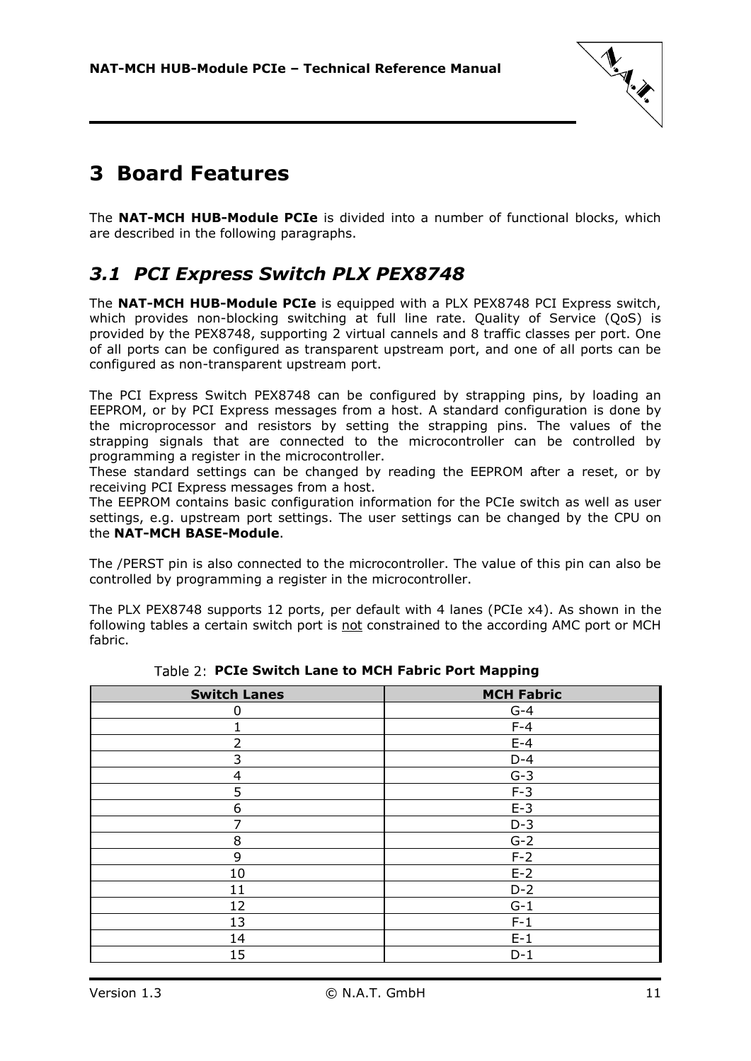# 3 Board Features

The **NAT-MCH HUB-Module PCIe** is divided into a number of functional blocks, which are described in the following paragraphs.

## *3.1 PCI Express Switch PLX PEX8748*

The **NAT-MCH HUB-Module PCIe** is equipped with a PLX PEX8748 PCI Express switch, which provides non-blocking switching at full line rate. Quality of Service (QoS) is provided by the PEX8748, supporting 2 virtual cannels and 8 traffic classes per port. One of all ports can be configured as transparent upstream port, and one of all ports can be configured as non-transparent upstream port.

The PCI Express Switch PEX8748 can be configured by strapping pins, by loading an EEPROM, or by PCI Express messages from a host. A standard configuration is done by the microprocessor and resistors by setting the strapping pins. The values of the strapping signals that are connected to the microcontroller can be controlled by programming a register in the microcontroller.
These standard settings can be changed by reading the EEPROM after a reset, or by receiving PCI Express messages from a host.
The EEPROM contains basic configuration information for the PCIe switch as well as user settings, e.g. upstream port settings. The user settings can be changed by the CPU on the **NAT-MCH BASE-Module**.

The /PERST pin is also connected to the microcontroller. The value of this pin can also be controlled by programming a register in the microcontroller.

The PLX PEX8748 supports 12 ports, per default with 4 lanes (PCIe x4). As shown in the following tables a certain switch port is <u>not</u> constrained to the according AMC port or MCH fabric.

Table 2: **PCIe Switch Lane to MCH Fabric Port Mapping**

| Switch Lanes | MCH Fabric |
|---|---|
| 0 | G-4 |
| 1 | F-4 |
| 2 | E-4 |
| 3 | D-4 |
| 4 | G-3 |
| 5 | F-3 |
| 6 | E-3 |
| 7 | D-3 |
| 8 | G-2 |
| 9 | F-2 |
| 10 | E-2 |
| 11 | D-2 |
| 12 | G-1 |
| 13 | F-1 |
| 14 | E-1 |
| 15 | D-1 |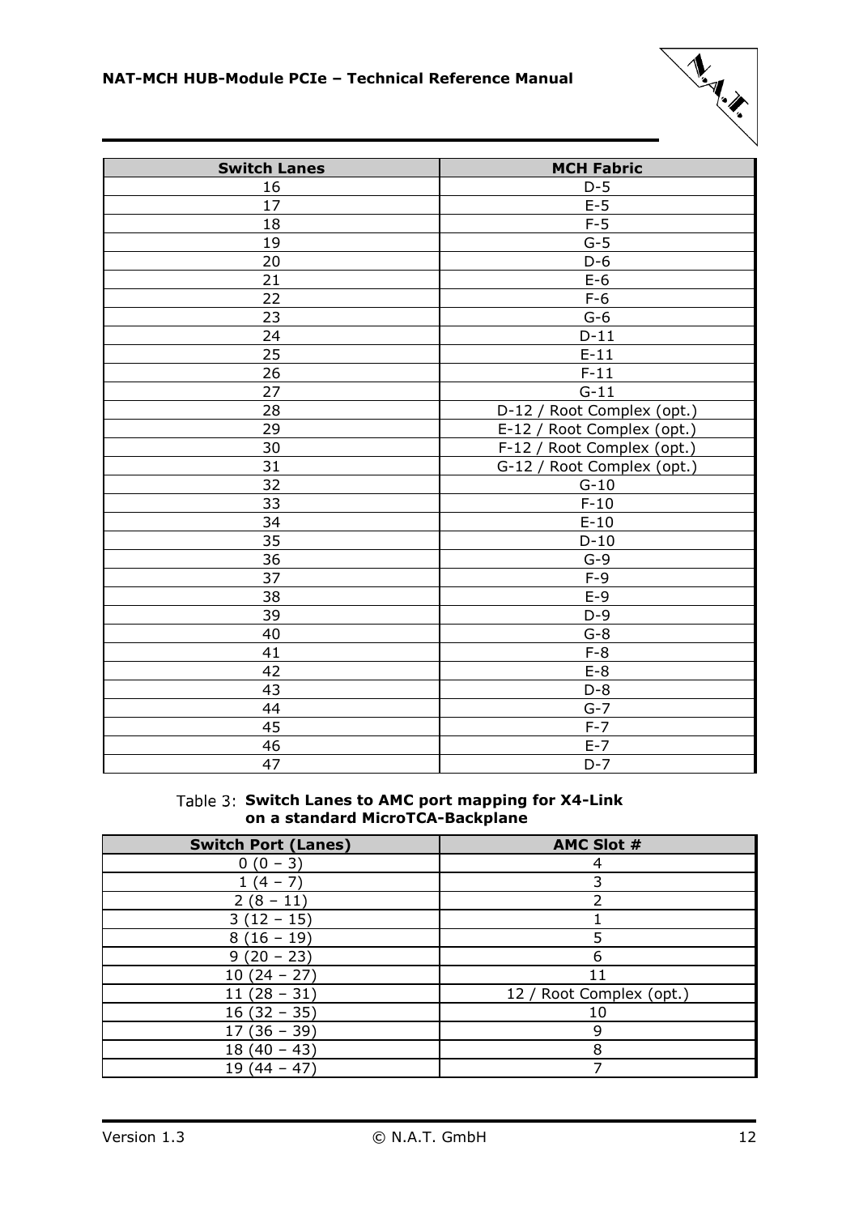| Switch Lanes | MCH Fabric |
|---|---|
| 16 | D-5 |
| 17 | E-5 |
| 18 | F-5 |
| 19 | G-5 |
| 20 | D-6 |
| 21 | E-6 |
| 22 | F-6 |
| 23 | G-6 |
| 24 | D-11 |
| 25 | E-11 |
| 26 | F-11 |
| 27 | G-11 |
| 28 | D-12 / Root Complex (opt.) |
| 29 | E-12 / Root Complex (opt.) |
| 30 | F-12 / Root Complex (opt.) |
| 31 | G-12 / Root Complex (opt.) |
| 32 | G-10 |
| 33 | F-10 |
| 34 | E-10 |
| 35 | D-10 |
| 36 | G-9 |
| 37 | F-9 |
| 38 | E-9 |
| 39 | D-9 |
| 40 | G-8 |
| 41 | F-8 |
| 42 | E-8 |
| 43 | D-8 |
| 44 | G-7 |
| 45 | F-7 |
| 46 | E-7 |
| 47 | D-7 |

Table 3: **Switch Lanes to AMC port mapping for X4-Link on a standard MicroTCA-Backplane**

| Switch Port (Lanes) | AMC Slot # |
|---|---|
| 0 (0 – 3) | 4 |
| 1 (4 – 7) | 3 |
| 2 (8 – 11) | 2 |
| 3 (12 – 15) | 1 |
| 8 (16 – 19) | 5 |
| 9 (20 – 23) | 6 |
| 10 (24 – 27) | 11 |
| 11 (28 – 31) | 12 / Root Complex (opt.) |
| 16 (32 – 35) | 10 |
| 17 (36 – 39) | 9 |
| 18 (40 – 43) | 8 |
| 19 (44 – 47) | 7 |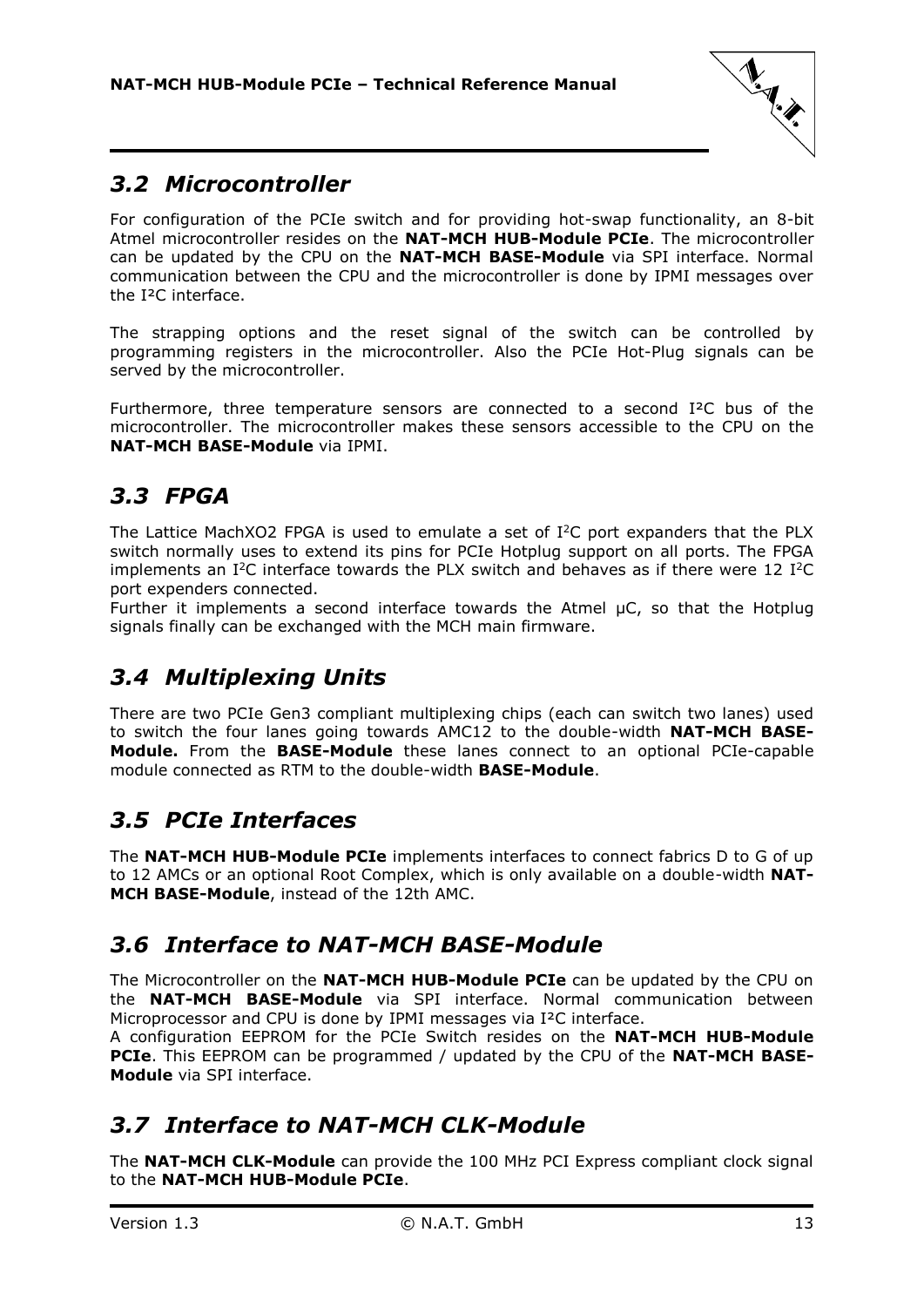## 3.2 Microcontroller

For configuration of the PCIe switch and for providing hot-swap functionality, an 8-bit Atmel microcontroller resides on the **NAT-MCH HUB-Module PCIe**. The microcontroller can be updated by the CPU on the **NAT-MCH BASE-Module** via SPI interface. Normal communication between the CPU and the microcontroller is done by IPMI messages over the I²C interface.

The strapping options and the reset signal of the switch can be controlled by programming registers in the microcontroller. Also the PCIe Hot-Plug signals can be served by the microcontroller.

Furthermore, three temperature sensors are connected to a second I²C bus of the microcontroller. The microcontroller makes these sensors accessible to the CPU on the **NAT-MCH BASE-Module** via IPMI.

## 3.3 FPGA

The Lattice MachXO2 FPGA is used to emulate a set of I²C port expanders that the PLX switch normally uses to extend its pins for PCIe Hotplug support on all ports. The FPGA implements an I²C interface towards the PLX switch and behaves as if there were 12 I²C port expenders connected.
Further it implements a second interface towards the Atmel µC, so that the Hotplug signals finally can be exchanged with the MCH main firmware.

## 3.4 Multiplexing Units

There are two PCIe Gen3 compliant multiplexing chips (each can switch two lanes) used to switch the four lanes going towards AMC12 to the double-width **NAT-MCH BASE-Module.** From the **BASE-Module** these lanes connect to an optional PCIe-capable module connected as RTM to the double-width **BASE-Module**.

## 3.5 PCIe Interfaces

The **NAT-MCH HUB-Module PCIe** implements interfaces to connect fabrics D to G of up to 12 AMCs or an optional Root Complex, which is only available on a double-width **NAT-MCH BASE-Module**, instead of the 12th AMC.

## 3.6 Interface to NAT-MCH BASE-Module

The Microcontroller on the **NAT-MCH HUB-Module PCIe** can be updated by the CPU on the **NAT-MCH BASE-Module** via SPI interface. Normal communication between Microprocessor and CPU is done by IPMI messages via I²C interface.
A configuration EEPROM for the PCIe Switch resides on the **NAT-MCH HUB-Module PCIe**. This EEPROM can be programmed / updated by the CPU of the **NAT-MCH BASE-Module** via SPI interface.

## 3.7 Interface to NAT-MCH CLK-Module

The **NAT-MCH CLK-Module** can provide the 100 MHz PCI Express compliant clock signal to the **NAT-MCH HUB-Module PCIe**.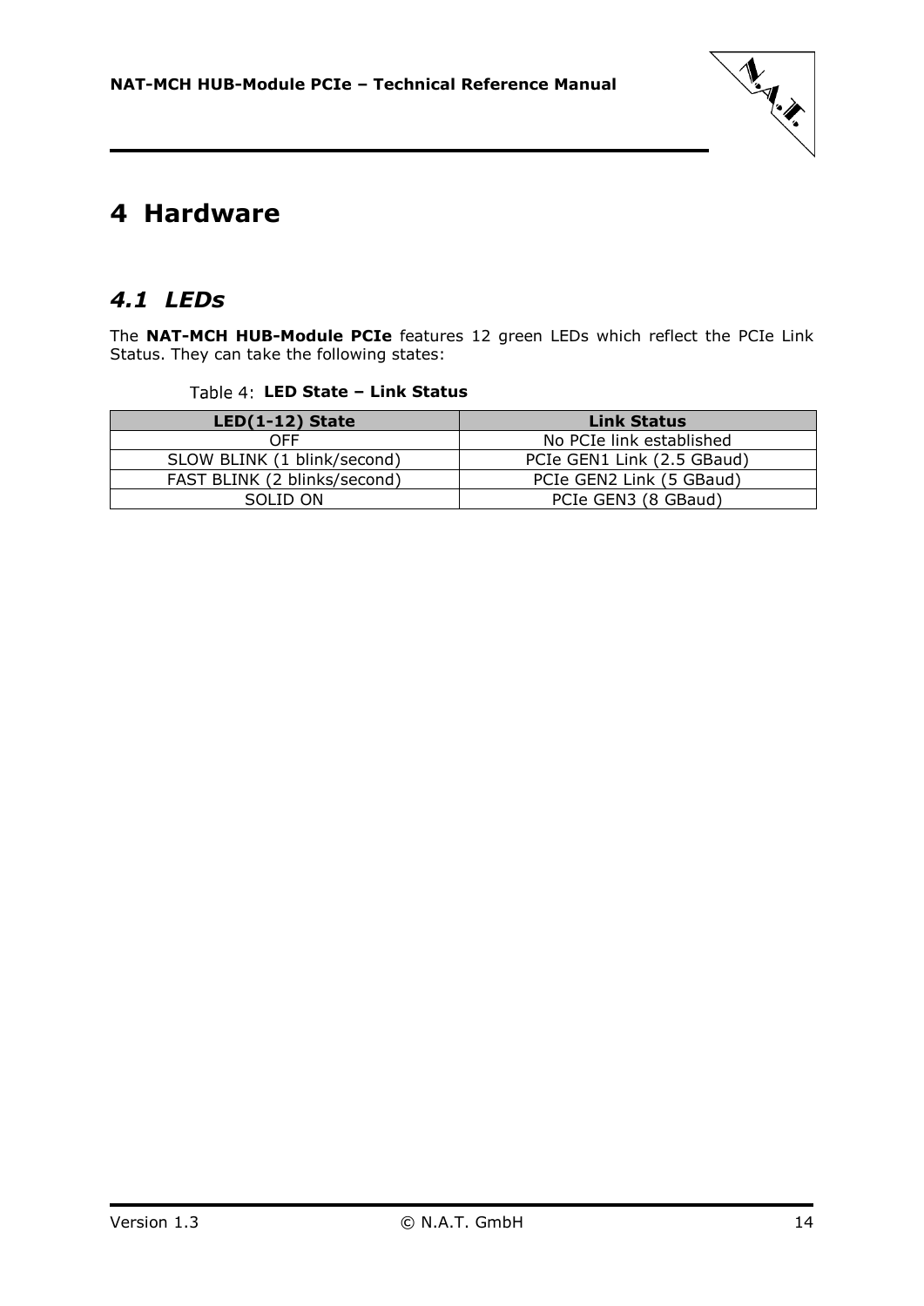# 4 Hardware

## *4.1 LEDs*

The **NAT-MCH HUB-Module PCIe** features 12 green LEDs which reflect the PCIe Link Status. They can take the following states:

Table 4: **LED State – Link Status**

| LED(1-12) State | Link Status |
|---|---|
| OFF | No PCIe link established |
| SLOW BLINK (1 blink/second) | PCIe GEN1 Link (2.5 GBaud) |
| FAST BLINK (2 blinks/second) | PCIe GEN2 Link (5 GBaud) |
| SOLID ON | PCIe GEN3 (8 GBaud) |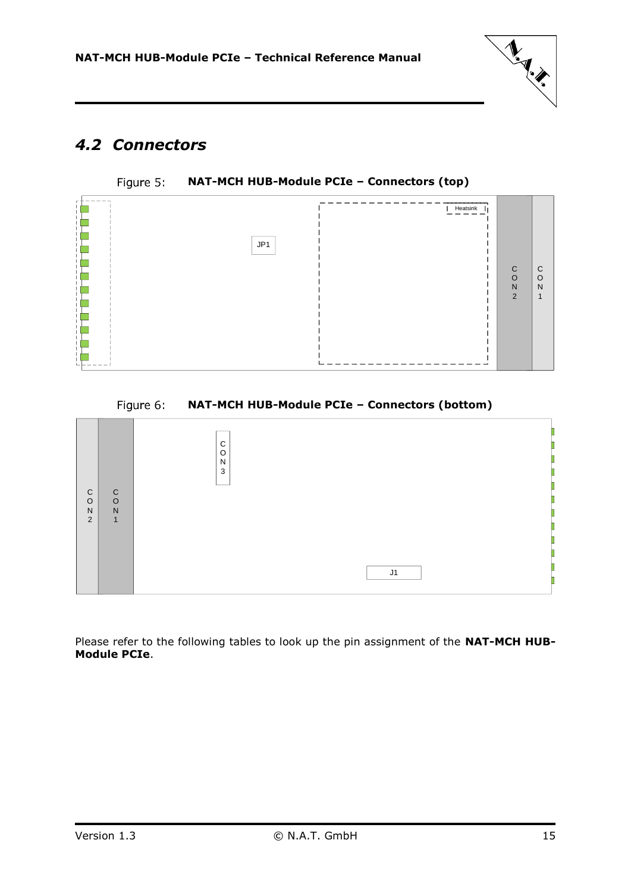## 4.2 Connectors

Figure 5: **NAT-MCH HUB-Module PCIe – Connectors (top)**

Figure 6: **NAT-MCH HUB-Module PCIe – Connectors (bottom)**

Please refer to the following tables to look up the pin assignment of the **NAT-MCH HUB-Module PCIe**.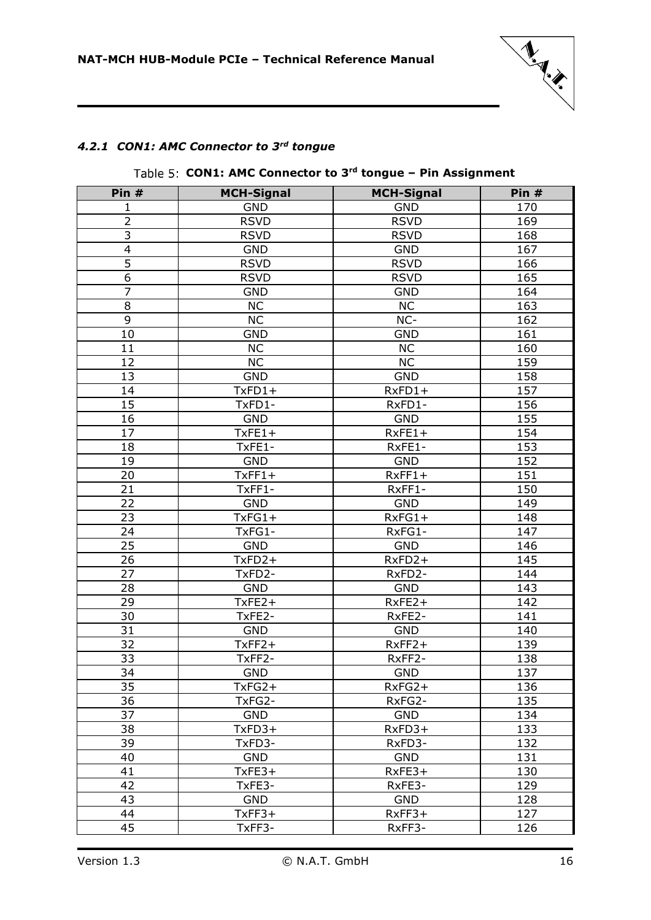#### 4.2.1 *CON1: AMC Connector to 3rd tongue*

Table 5: **CON1: AMC Connector to 3rd tongue – Pin Assignment**

| Pin # | MCH-Signal | MCH-Signal | Pin # |
|---|---|---|---|
| 1 | GND | GND | 170 |
| 2 | RSVD | RSVD | 169 |
| 3 | RSVD | RSVD | 168 |
| 4 | GND | GND | 167 |
| 5 | RSVD | RSVD | 166 |
| 6 | RSVD | RSVD | 165 |
| 7 | GND | GND | 164 |
| 8 | NC | NC | 163 |
| 9 | NC | NC- | 162 |
| 10 | GND | GND | 161 |
| 11 | NC | NC | 160 |
| 12 | NC | NC | 159 |
| 13 | GND | GND | 158 |
| 14 | TxFD1+ | RxFD1+ | 157 |
| 15 | TxFD1- | RxFD1- | 156 |
| 16 | GND | GND | 155 |
| 17 | TxFE1+ | RxFE1+ | 154 |
| 18 | TxFE1- | RxFE1- | 153 |
| 19 | GND | GND | 152 |
| 20 | TxFF1+ | RxFF1+ | 151 |
| 21 | TxFF1- | RxFF1- | 150 |
| 22 | GND | GND | 149 |
| 23 | TxFG1+ | RxFG1+ | 148 |
| 24 | TxFG1- | RxFG1- | 147 |
| 25 | GND | GND | 146 |
| 26 | TxFD2+ | RxFD2+ | 145 |
| 27 | TxFD2- | RxFD2- | 144 |
| 28 | GND | GND | 143 |
| 29 | TxFE2+ | RxFE2+ | 142 |
| 30 | TxFE2- | RxFE2- | 141 |
| 31 | GND | GND | 140 |
| 32 | TxFF2+ | RxFF2+ | 139 |
| 33 | TxFF2- | RxFF2- | 138 |
| 34 | GND | GND | 137 |
| 35 | TxFG2+ | RxFG2+ | 136 |
| 36 | TxFG2- | RxFG2- | 135 |
| 37 | GND | GND | 134 |
| 38 | TxFD3+ | RxFD3+ | 133 |
| 39 | TxFD3- | RxFD3- | 132 |
| 40 | GND | GND | 131 |
| 41 | TxFE3+ | RxFE3+ | 130 |
| 42 | TxFE3- | RxFE3- | 129 |
| 43 | GND | GND | 128 |
| 44 | TxFF3+ | RxFF3+ | 127 |
| 45 | TxFF3- | RxFF3- | 126 |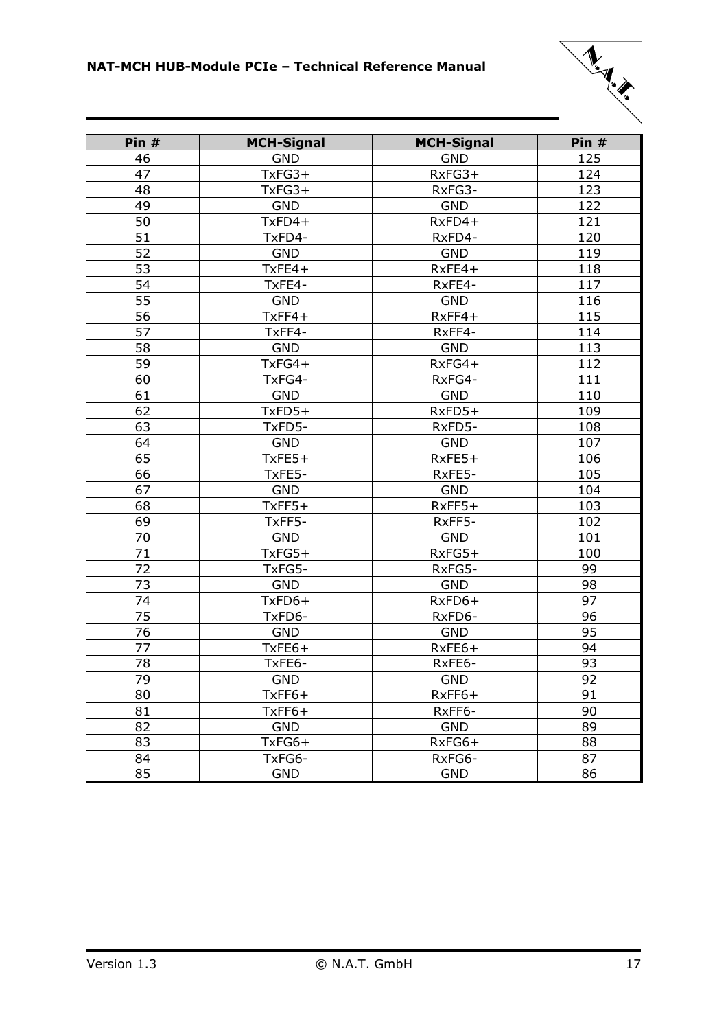| Pin # | MCH-Signal | MCH-Signal | Pin # |
|---|---|---|---|
| 46 | GND | GND | 125 |
| 47 | TxFG3+ | RxFG3+ | 124 |
| 48 | TxFG3+ | RxFG3- | 123 |
| 49 | GND | GND | 122 |
| 50 | TxFD4+ | RxFD4+ | 121 |
| 51 | TxFD4- | RxFD4- | 120 |
| 52 | GND | GND | 119 |
| 53 | TxFE4+ | RxFE4+ | 118 |
| 54 | TxFE4- | RxFE4- | 117 |
| 55 | GND | GND | 116 |
| 56 | TxFF4+ | RxFF4+ | 115 |
| 57 | TxFF4- | RxFF4- | 114 |
| 58 | GND | GND | 113 |
| 59 | TxFG4+ | RxFG4+ | 112 |
| 60 | TxFG4- | RxFG4- | 111 |
| 61 | GND | GND | 110 |
| 62 | TxFD5+ | RxFD5+ | 109 |
| 63 | TxFD5- | RxFD5- | 108 |
| 64 | GND | GND | 107 |
| 65 | TxFE5+ | RxFE5+ | 106 |
| 66 | TxFE5- | RxFE5- | 105 |
| 67 | GND | GND | 104 |
| 68 | TxFF5+ | RxFF5+ | 103 |
| 69 | TxFF5- | RxFF5- | 102 |
| 70 | GND | GND | 101 |
| 71 | TxFG5+ | RxFG5+ | 100 |
| 72 | TxFG5- | RxFG5- | 99 |
| 73 | GND | GND | 98 |
| 74 | TxFD6+ | RxFD6+ | 97 |
| 75 | TxFD6- | RxFD6- | 96 |
| 76 | GND | GND | 95 |
| 77 | TxFE6+ | RxFE6+ | 94 |
| 78 | TxFE6- | RxFE6- | 93 |
| 79 | GND | GND | 92 |
| 80 | TxFF6+ | RxFF6+ | 91 |
| 81 | TxFF6+ | RxFF6- | 90 |
| 82 | GND | GND | 89 |
| 83 | TxFG6+ | RxFG6+ | 88 |
| 84 | TxFG6- | RxFG6- | 87 |
| 85 | GND | GND | 86 |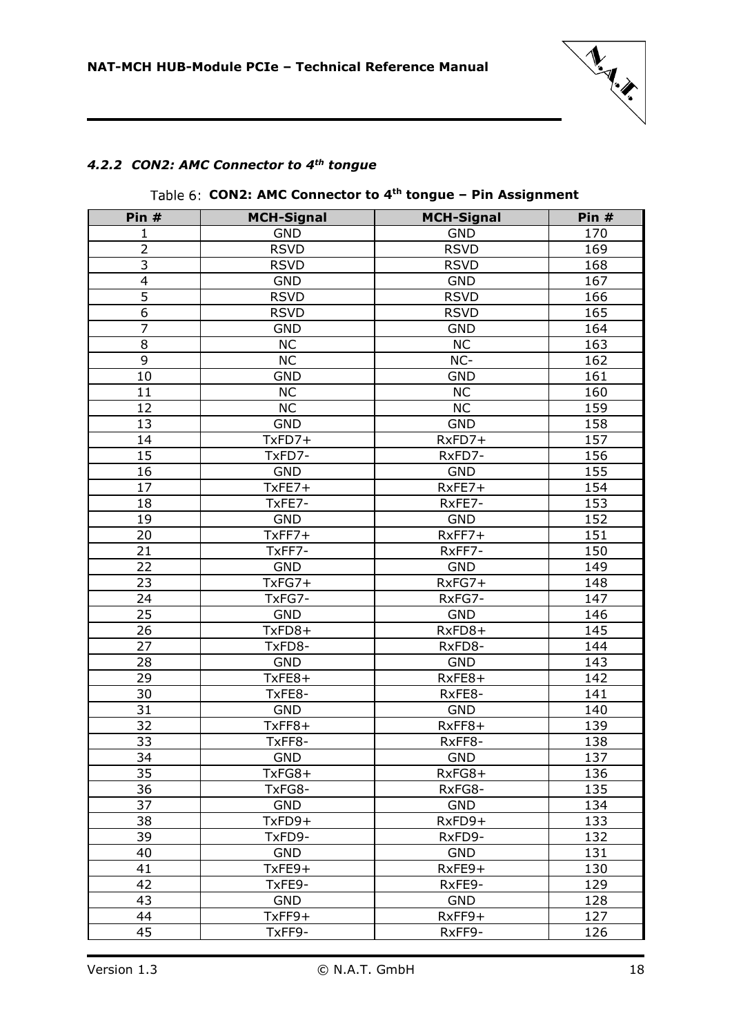#### 4.2.2 *CON2: AMC Connector to 4th tongue*

Table 6: **CON2: AMC Connector to 4th tongue – Pin Assignment**

| Pin # | MCH-Signal | MCH-Signal | Pin # |
|---|---|---|---|
| 1 | GND | GND | 170 |
| 2 | RSVD | RSVD | 169 |
| 3 | RSVD | RSVD | 168 |
| 4 | GND | GND | 167 |
| 5 | RSVD | RSVD | 166 |
| 6 | RSVD | RSVD | 165 |
| 7 | GND | GND | 164 |
| 8 | NC | NC | 163 |
| 9 | NC | NC- | 162 |
| 10 | GND | GND | 161 |
| 11 | NC | NC | 160 |
| 12 | NC | NC | 159 |
| 13 | GND | GND | 158 |
| 14 | TxFD7+ | RxFD7+ | 157 |
| 15 | TxFD7- | RxFD7- | 156 |
| 16 | GND | GND | 155 |
| 17 | TxFE7+ | RxFE7+ | 154 |
| 18 | TxFE7- | RxFE7- | 153 |
| 19 | GND | GND | 152 |
| 20 | TxFF7+ | RxFF7+ | 151 |
| 21 | TxFF7- | RxFF7- | 150 |
| 22 | GND | GND | 149 |
| 23 | TxFG7+ | RxFG7+ | 148 |
| 24 | TxFG7- | RxFG7- | 147 |
| 25 | GND | GND | 146 |
| 26 | TxFD8+ | RxFD8+ | 145 |
| 27 | TxFD8- | RxFD8- | 144 |
| 28 | GND | GND | 143 |
| 29 | TxFE8+ | RxFE8+ | 142 |
| 30 | TxFE8- | RxFE8- | 141 |
| 31 | GND | GND | 140 |
| 32 | TxFF8+ | RxFF8+ | 139 |
| 33 | TxFF8- | RxFF8- | 138 |
| 34 | GND | GND | 137 |
| 35 | TxFG8+ | RxFG8+ | 136 |
| 36 | TxFG8- | RxFG8- | 135 |
| 37 | GND | GND | 134 |
| 38 | TxFD9+ | RxFD9+ | 133 |
| 39 | TxFD9- | RxFD9- | 132 |
| 40 | GND | GND | 131 |
| 41 | TxFE9+ | RxFE9+ | 130 |
| 42 | TxFE9- | RxFE9- | 129 |
| 43 | GND | GND | 128 |
| 44 | TxFF9+ | RxFF9+ | 127 |
| 45 | TxFF9- | RxFF9- | 126 |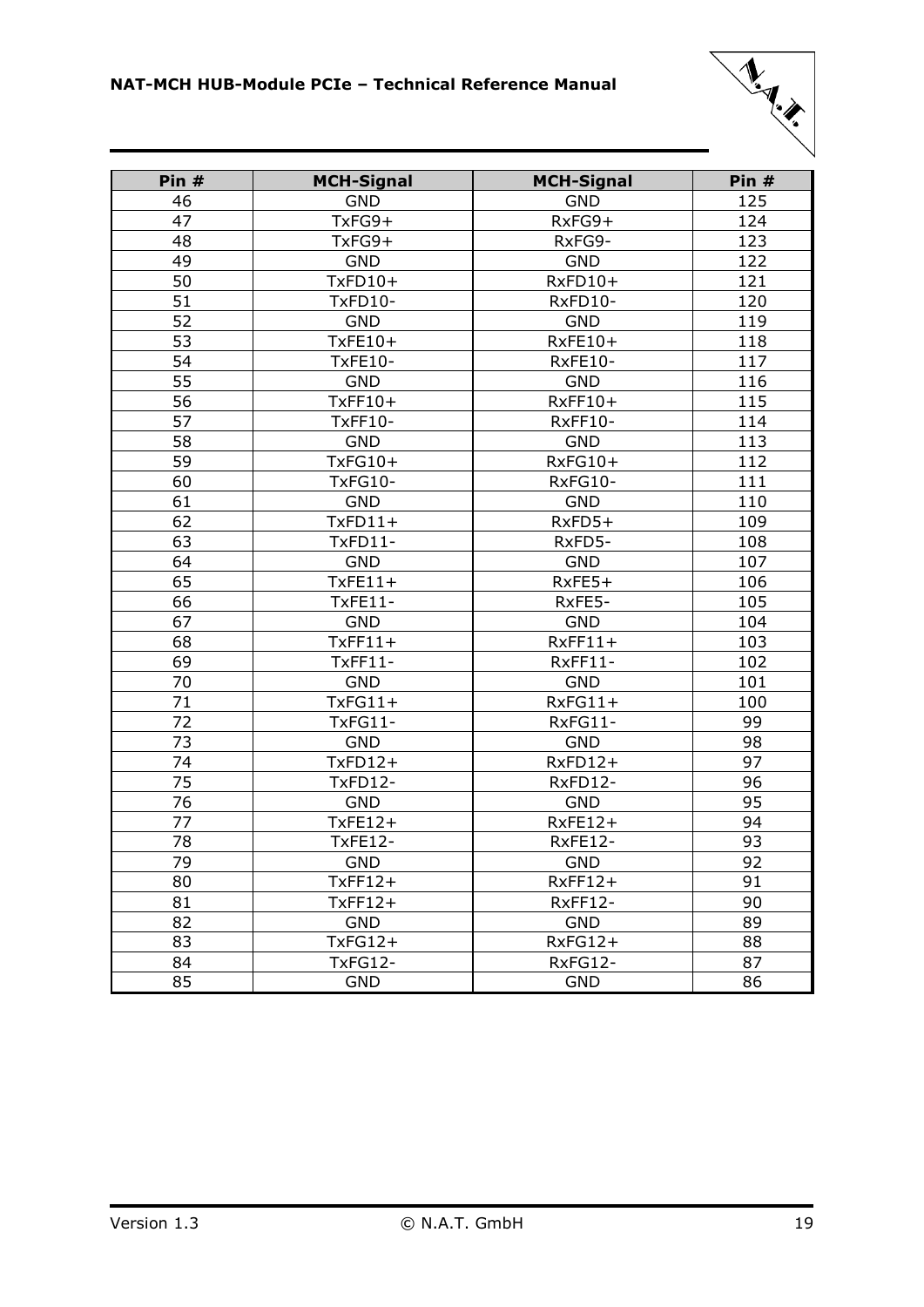| Pin # | MCH-Signal | MCH-Signal | Pin # |
|---|---|---|---|
| 46 | GND | GND | 125 |
| 47 | TxFG9+ | RxFG9+ | 124 |
| 48 | TxFG9+ | RxFG9- | 123 |
| 49 | GND | GND | 122 |
| 50 | TxFD10+ | RxFD10+ | 121 |
| 51 | TxFD10- | RxFD10- | 120 |
| 52 | GND | GND | 119 |
| 53 | TxFE10+ | RxFE10+ | 118 |
| 54 | TxFE10- | RxFE10- | 117 |
| 55 | GND | GND | 116 |
| 56 | TxFF10+ | RxFF10+ | 115 |
| 57 | TxFF10- | RxFF10- | 114 |
| 58 | GND | GND | 113 |
| 59 | TxFG10+ | RxFG10+ | 112 |
| 60 | TxFG10- | RxFG10- | 111 |
| 61 | GND | GND | 110 |
| 62 | TxFD11+ | RxFD5+ | 109 |
| 63 | TxFD11- | RxFD5- | 108 |
| 64 | GND | GND | 107 |
| 65 | TxFE11+ | RxFE5+ | 106 |
| 66 | TxFE11- | RxFE5- | 105 |
| 67 | GND | GND | 104 |
| 68 | TxFF11+ | RxFF11+ | 103 |
| 69 | TxFF11- | RxFF11- | 102 |
| 70 | GND | GND | 101 |
| 71 | TxFG11+ | RxFG11+ | 100 |
| 72 | TxFG11- | RxFG11- | 99 |
| 73 | GND | GND | 98 |
| 74 | TxFD12+ | RxFD12+ | 97 |
| 75 | TxFD12- | RxFD12- | 96 |
| 76 | GND | GND | 95 |
| 77 | TxFE12+ | RxFE12+ | 94 |
| 78 | TxFE12- | RxFE12- | 93 |
| 79 | GND | GND | 92 |
| 80 | TxFF12+ | RxFF12+ | 91 |
| 81 | TxFF12+ | RxFF12- | 90 |
| 82 | GND | GND | 89 |
| 83 | TxFG12+ | RxFG12+ | 88 |
| 84 | TxFG12- | RxFG12- | 87 |
| 85 | GND | GND | 86 |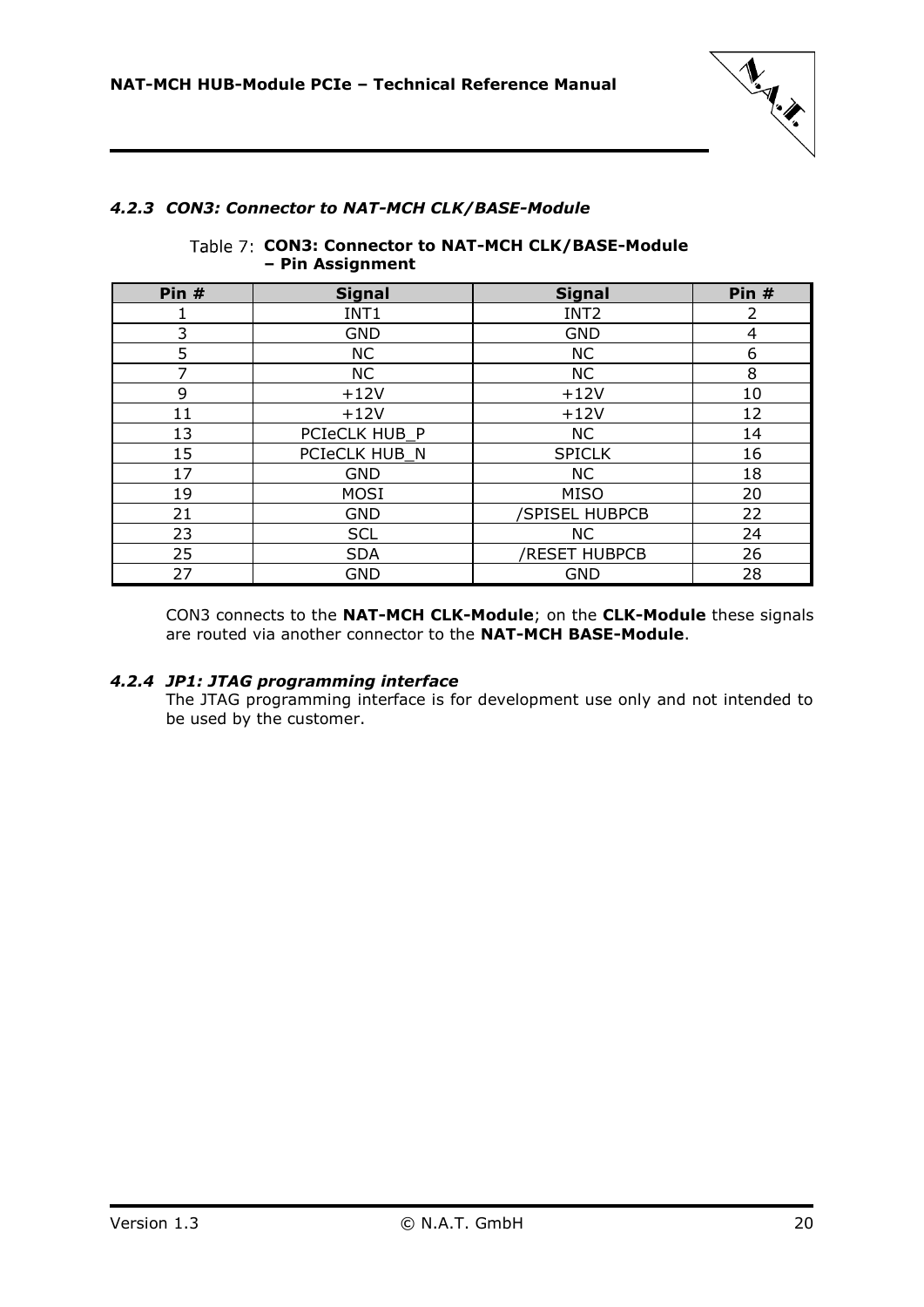#### 4.2.3 *CON3: Connector to NAT-MCH CLK/BASE-Module*

Table 7: **CON3: Connector to NAT-MCH CLK/BASE-Module – Pin Assignment**

| Pin # | Signal | Signal | Pin # |
|---|---|---|---|
| 1 | INT1 | INT2 | 2 |
| 3 | GND | GND | 4 |
| 5 | NC | NC | 6 |
| 7 | NC | NC | 8 |
| 9 | +12V | +12V | 10 |
| 11 | +12V | +12V | 12 |
| 13 | PCIeCLK HUB_P | NC | 14 |
| 15 | PCIeCLK HUB_N | SPICLK | 16 |
| 17 | GND | NC | 18 |
| 19 | MOSI | MISO | 20 |
| 21 | GND | /SPISEL HUBPCB | 22 |
| 23 | SCL | NC | 24 |
| 25 | SDA | /RESET HUBPCB | 26 |
| 27 | GND | GND | 28 |

CON3 connects to the **NAT-MCH CLK-Module**; on the **CLK-Module** these signals are routed via another connector to the **NAT-MCH BASE-Module**.

#### 4.2.4 *JP1: JTAG programming interface*

The JTAG programming interface is for development use only and not intended to be used by the customer.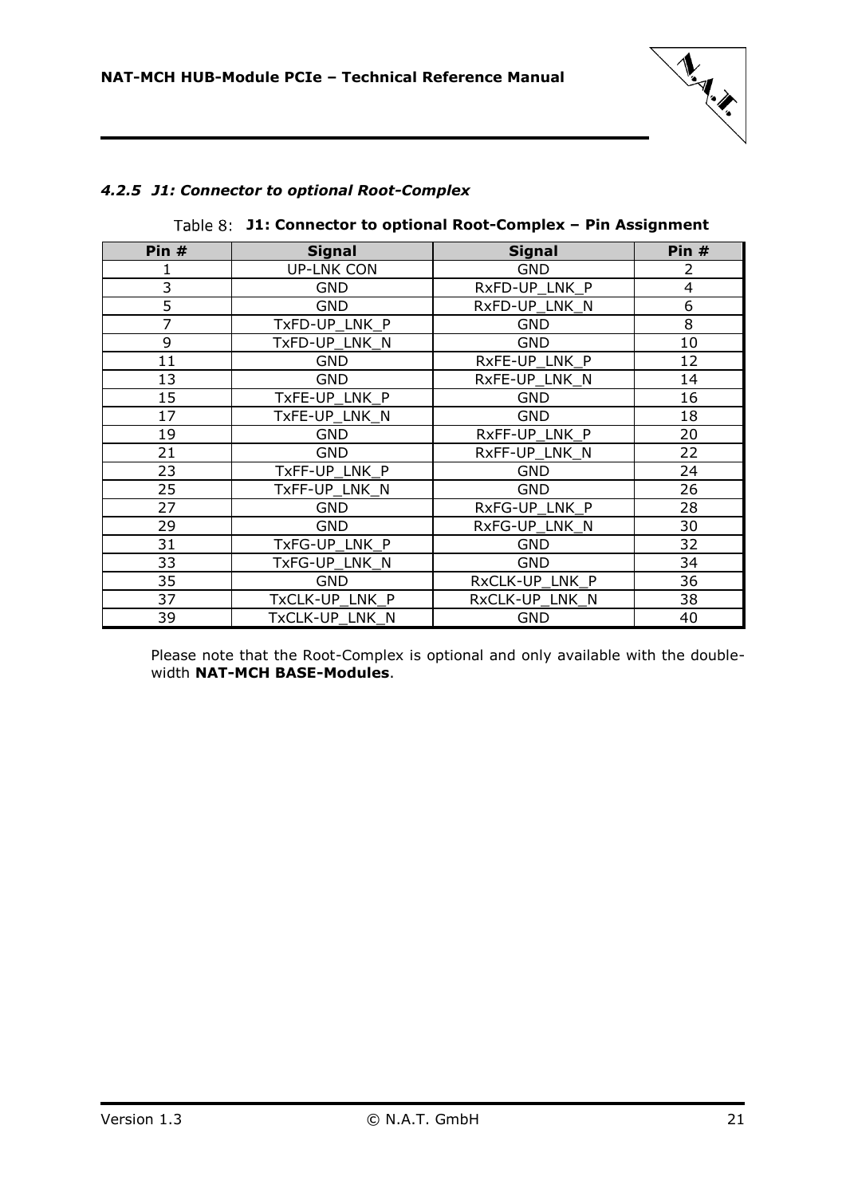### *4.2.5 J1: Connector to optional Root-Complex*

Table 8: **J1: Connector to optional Root-Complex – Pin Assignment**

| Pin # | Signal | Signal | Pin # |
|---|---|---|---|
| 1 | UP-LNK CON | GND | 2 |
| 3 | GND | RxFD-UP_LNK_P | 4 |
| 5 | GND | RxFD-UP_LNK_N | 6 |
| 7 | TxFD-UP_LNK_P | GND | 8 |
| 9 | TxFD-UP_LNK_N | GND | 10 |
| 11 | GND | RxFE-UP_LNK_P | 12 |
| 13 | GND | RxFE-UP_LNK_N | 14 |
| 15 | TxFE-UP_LNK_P | GND | 16 |
| 17 | TxFE-UP_LNK_N | GND | 18 |
| 19 | GND | RxFF-UP_LNK_P | 20 |
| 21 | GND | RxFF-UP_LNK_N | 22 |
| 23 | TxFF-UP_LNK_P | GND | 24 |
| 25 | TxFF-UP_LNK_N | GND | 26 |
| 27 | GND | RxFG-UP_LNK_P | 28 |
| 29 | GND | RxFG-UP_LNK_N | 30 |
| 31 | TxFG-UP_LNK_P | GND | 32 |
| 33 | TxFG-UP_LNK_N | GND | 34 |
| 35 | GND | RxCLK-UP_LNK_P | 36 |
| 37 | TxCLK-UP_LNK_P | RxCLK-UP_LNK_N | 38 |
| 39 | TxCLK-UP_LNK_N | GND | 40 |

Please note that the Root-Complex is optional and only available with the double-width **NAT-MCH BASE-Modules**.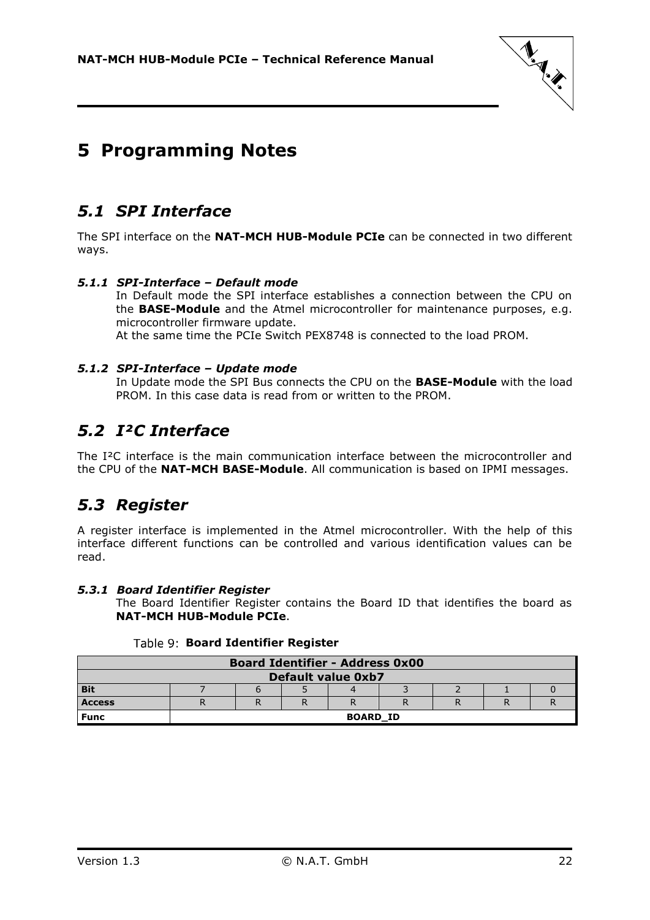# 5 Programming Notes

## *5.1 SPI Interface*

The SPI interface on the **NAT-MCH HUB-Module PCIe** can be connected in two different ways.

### *5.1.1 SPI-Interface – Default mode*

In Default mode the SPI interface establishes a connection between the CPU on the **BASE-Module** and the Atmel microcontroller for maintenance purposes, e.g. microcontroller firmware update.
At the same time the PCIe Switch PEX8748 is connected to the load PROM.

### *5.1.2 SPI-Interface – Update mode*

In Update mode the SPI Bus connects the CPU on the **BASE-Module** with the load PROM. In this case data is read from or written to the PROM.

## *5.2 I²C Interface*

The I²C interface is the main communication interface between the microcontroller and the CPU of the **NAT-MCH BASE-Module**. All communication is based on IPMI messages.

## *5.3 Register*

A register interface is implemented in the Atmel microcontroller. With the help of this interface different functions can be controlled and various identification values can be read.

### *5.3.1 Board Identifier Register*

The Board Identifier Register contains the Board ID that identifies the board as **NAT-MCH HUB-Module PCIe**.

Table 9: **Board Identifier Register**

| **Board Identifier - Address 0x00** | | | | | | | | |
|---|---|---|---|---|---|---|---|---|
| **Default value 0xb7** | | | | | | | | |
| **Bit** | 7 | 6 | 5 | 4 | 3 | 2 | 1 | 0 |
| **Access** | R | R | R | R | R | R | R | R |
| **Func** | **BOARD_ID** | | | | | | | |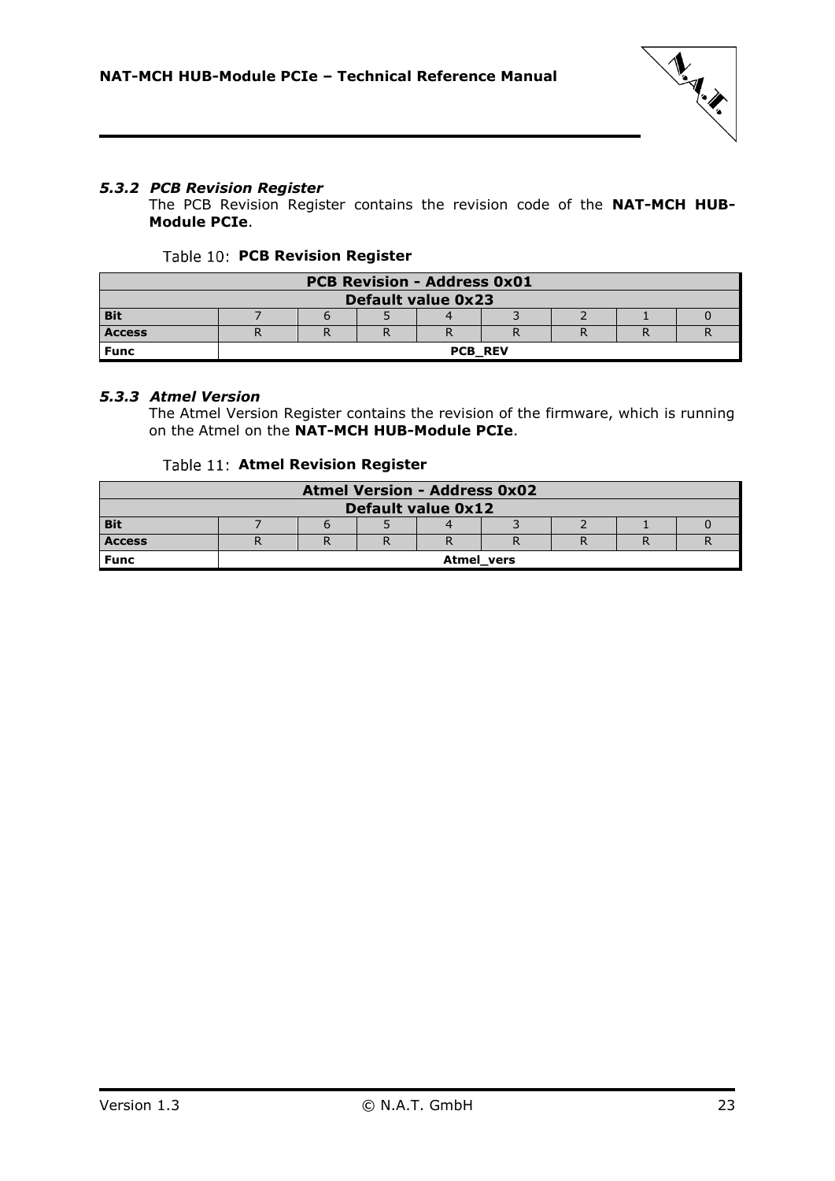### *5.3.2 PCB Revision Register*

The PCB Revision Register contains the revision code of the **NAT-MCH HUB-Module PCIe**.

Table 10: **PCB Revision Register**

| **PCB Revision - Address 0x01** | | | | | | | | |
|---|---|---|---|---|---|---|---|---|
| **Default value 0x23** | | | | | | | | |
| **Bit** | 7 | 6 | 5 | 4 | 3 | 2 | 1 | 0 |
| **Access** | R | R | R | R | R | R | R | R |
| **Func** | **PCB_REV** | | | | | | | |

### *5.3.3 Atmel Version*

The Atmel Version Register contains the revision of the firmware, which is running on the Atmel on the **NAT-MCH HUB-Module PCIe**.

Table 11: **Atmel Revision Register**

| **Atmel Version - Address 0x02** | | | | | | | | |
|---|---|---|---|---|---|---|---|---|
| **Default value 0x12** | | | | | | | | |
| **Bit** | 7 | 6 | 5 | 4 | 3 | 2 | 1 | 0 |
| **Access** | R | R | R | R | R | R | R | R |
| **Func** | **Atmel_vers** | | | | | | | |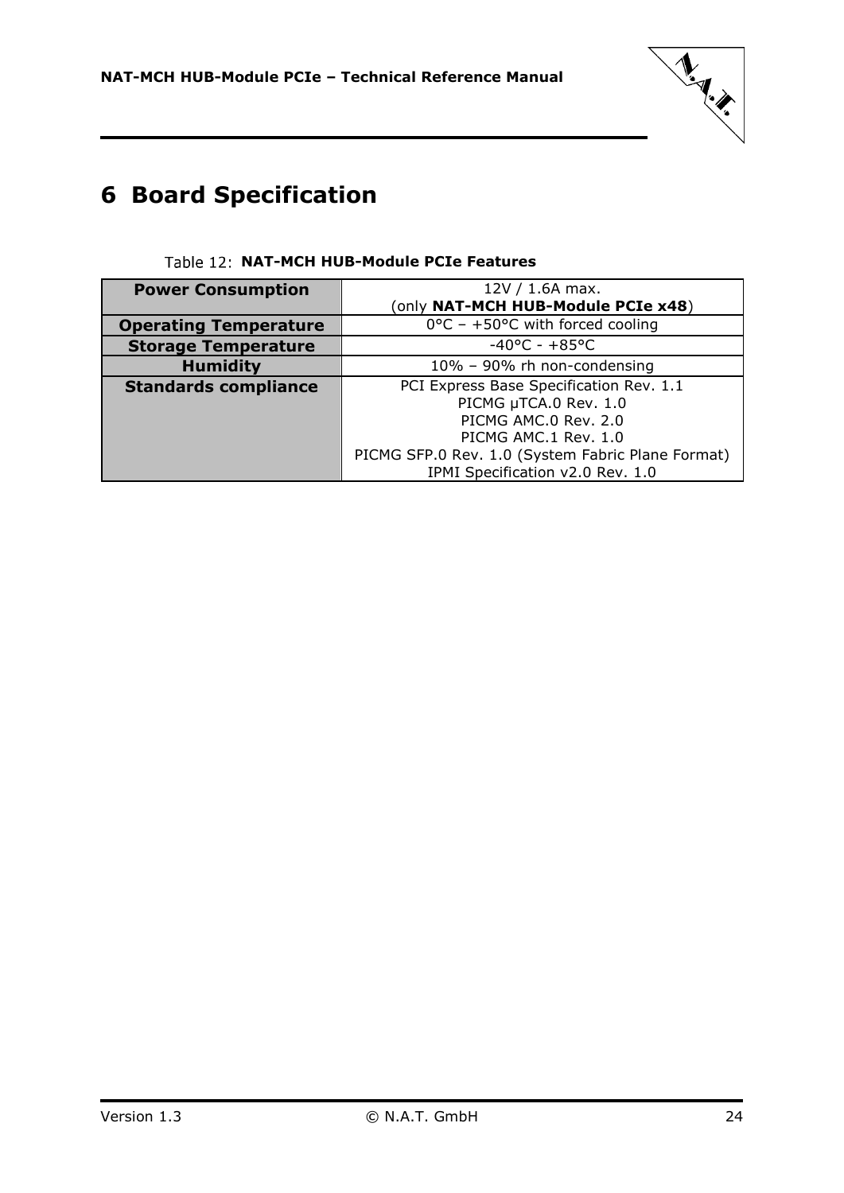# 6 Board Specification

Table 12: **NAT-MCH HUB-Module PCIe Features**

| | |
|---|---|
| **Power Consumption** | 12V / 1.6A max.<br>(only **NAT-MCH HUB-Module PCIe x48**) |
| **Operating Temperature** | 0°C – +50°C with forced cooling |
| **Storage Temperature** | -40°C - +85°C |
| **Humidity** | 10% – 90% rh non-condensing |
| **Standards compliance** | PCI Express Base Specification Rev. 1.1<br>PICMG µTCA.0 Rev. 1.0<br>PICMG AMC.0 Rev. 2.0<br>PICMG AMC.1 Rev. 1.0<br>PICMG SFP.0 Rev. 1.0 (System Fabric Plane Format)<br>IPMI Specification v2.0 Rev. 1.0 |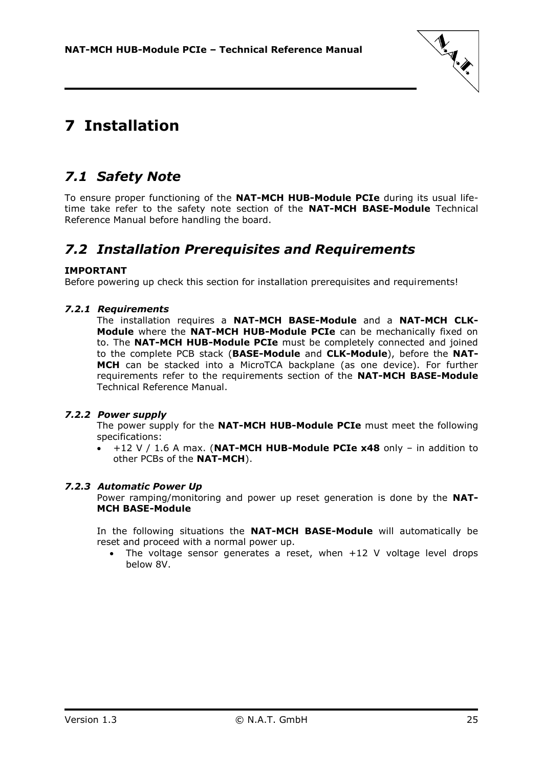# 7 Installation

## *7.1 Safety Note*

To ensure proper functioning of the **NAT-MCH HUB-Module PCIe** during its usual life-time take refer to the safety note section of the **NAT-MCH BASE-Module** Technical Reference Manual before handling the board.

## *7.2 Installation Prerequisites and Requirements*

**IMPORTANT**
Before powering up check this section for installation prerequisites and requirements!

### *7.2.1 Requirements*

The installation requires a **NAT-MCH BASE-Module** and a **NAT-MCH CLK-Module** where the **NAT-MCH HUB-Module PCIe** can be mechanically fixed on to. The **NAT-MCH HUB-Module PCIe** must be completely connected and joined to the complete PCB stack (**BASE-Module** and **CLK-Module**), before the **NAT-MCH** can be stacked into a MicroTCA backplane (as one device). For further requirements refer to the requirements section of the **NAT-MCH BASE-Module** Technical Reference Manual.

### *7.2.2 Power supply*

The power supply for the **NAT-MCH HUB-Module PCIe** must meet the following specifications:

- +12 V / 1.6 A max. (**NAT-MCH HUB-Module PCIe x48** only – in addition to other PCBs of the **NAT-MCH**).

### *7.2.3 Automatic Power Up*

Power ramping/monitoring and power up reset generation is done by the **NAT-MCH BASE-Module**

In the following situations the **NAT-MCH BASE-Module** will automatically be reset and proceed with a normal power up.

- The voltage sensor generates a reset, when +12 V voltage level drops below 8V.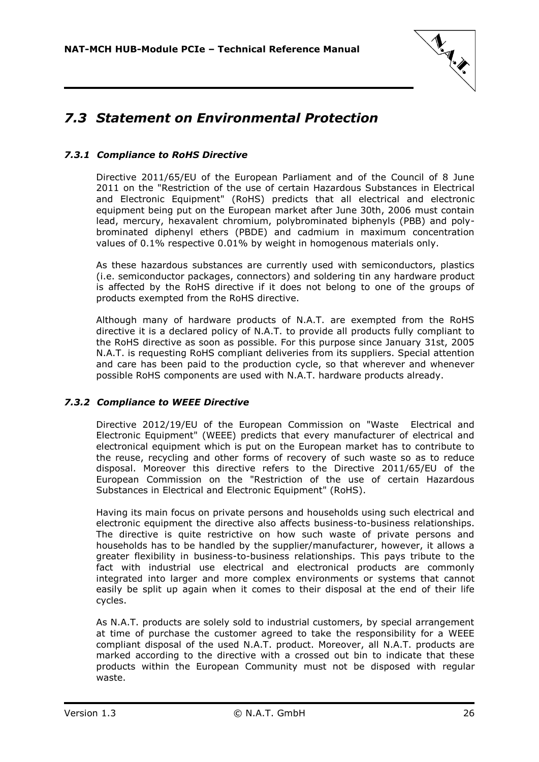## *7.3 Statement on Environmental Protection*

### *7.3.1 Compliance to RoHS Directive*

Directive 2011/65/EU of the European Parliament and of the Council of 8 June 2011 on the "Restriction of the use of certain Hazardous Substances in Electrical and Electronic Equipment" (RoHS) predicts that all electrical and electronic equipment being put on the European market after June 30th, 2006 must contain lead, mercury, hexavalent chromium, polybrominated biphenyls (PBB) and polybrominated diphenyl ethers (PBDE) and cadmium in maximum concentration values of 0.1% respective 0.01% by weight in homogenous materials only.

As these hazardous substances are currently used with semiconductors, plastics (i.e. semiconductor packages, connectors) and soldering tin any hardware product is affected by the RoHS directive if it does not belong to one of the groups of products exempted from the RoHS directive.

Although many of hardware products of N.A.T. are exempted from the RoHS directive it is a declared policy of N.A.T. to provide all products fully compliant to the RoHS directive as soon as possible. For this purpose since January 31st, 2005 N.A.T. is requesting RoHS compliant deliveries from its suppliers. Special attention and care has been paid to the production cycle, so that wherever and whenever possible RoHS components are used with N.A.T. hardware products already.

### *7.3.2 Compliance to WEEE Directive*

Directive 2012/19/EU of the European Commission on "Waste Electrical and Electronic Equipment" (WEEE) predicts that every manufacturer of electrical and electronical equipment which is put on the European market has to contribute to the reuse, recycling and other forms of recovery of such waste so as to reduce disposal. Moreover this directive refers to the Directive 2011/65/EU of the European Commission on the "Restriction of the use of certain Hazardous Substances in Electrical and Electronic Equipment" (RoHS).

Having its main focus on private persons and households using such electrical and electronic equipment the directive also affects business-to-business relationships. The directive is quite restrictive on how such waste of private persons and households has to be handled by the supplier/manufacturer, however, it allows a greater flexibility in business-to-business relationships. This pays tribute to the fact with industrial use electrical and electronical products are commonly integrated into larger and more complex environments or systems that cannot easily be split up again when it comes to their disposal at the end of their life cycles.

As N.A.T. products are solely sold to industrial customers, by special arrangement at time of purchase the customer agreed to take the responsibility for a WEEE compliant disposal of the used N.A.T. product. Moreover, all N.A.T. products are marked according to the directive with a crossed out bin to indicate that these products within the European Community must not be disposed with regular waste.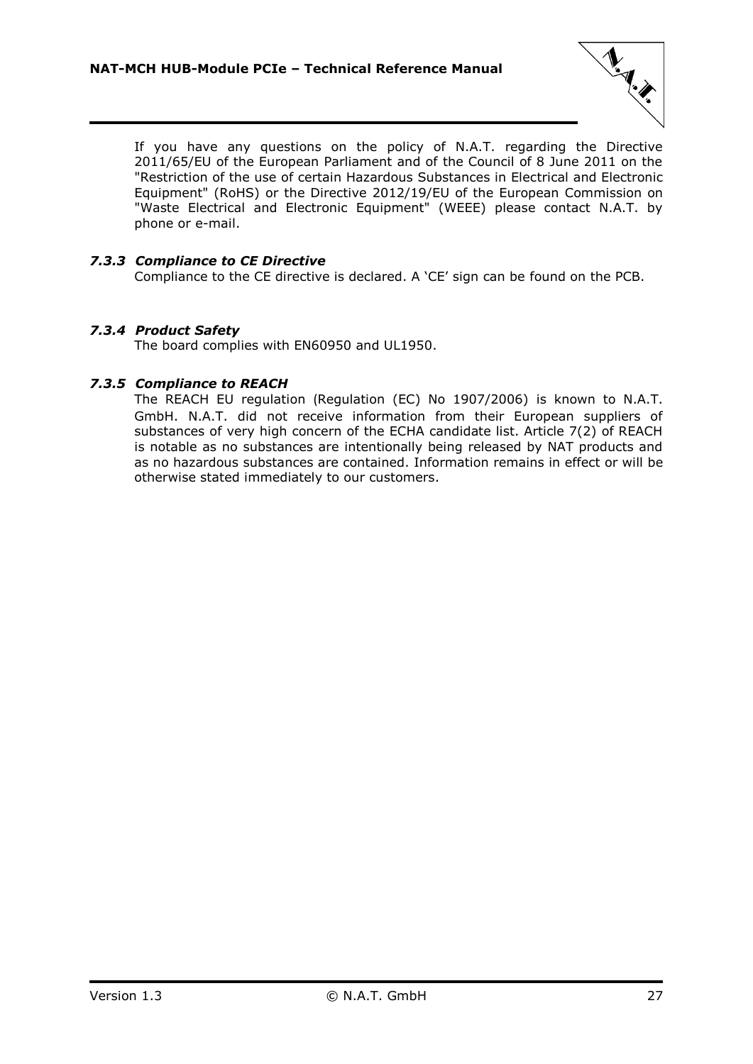If you have any questions on the policy of N.A.T. regarding the Directive 2011/65/EU of the European Parliament and of the Council of 8 June 2011 on the "Restriction of the use of certain Hazardous Substances in Electrical and Electronic Equipment" (RoHS) or the Directive 2012/19/EU of the European Commission on "Waste Electrical and Electronic Equipment" (WEEE) please contact N.A.T. by phone or e-mail.

### *7.3.3 Compliance to CE Directive*

Compliance to the CE directive is declared. A 'CE' sign can be found on the PCB.

### *7.3.4 Product Safety*

The board complies with EN60950 and UL1950.

### *7.3.5 Compliance to REACH*

The REACH EU regulation (Regulation (EC) No 1907/2006) is known to N.A.T. GmbH. N.A.T. did not receive information from their European suppliers of substances of very high concern of the ECHA candidate list. Article 7(2) of REACH is notable as no substances are intentionally being released by NAT products and as no hazardous substances are contained. Information remains in effect or will be otherwise stated immediately to our customers.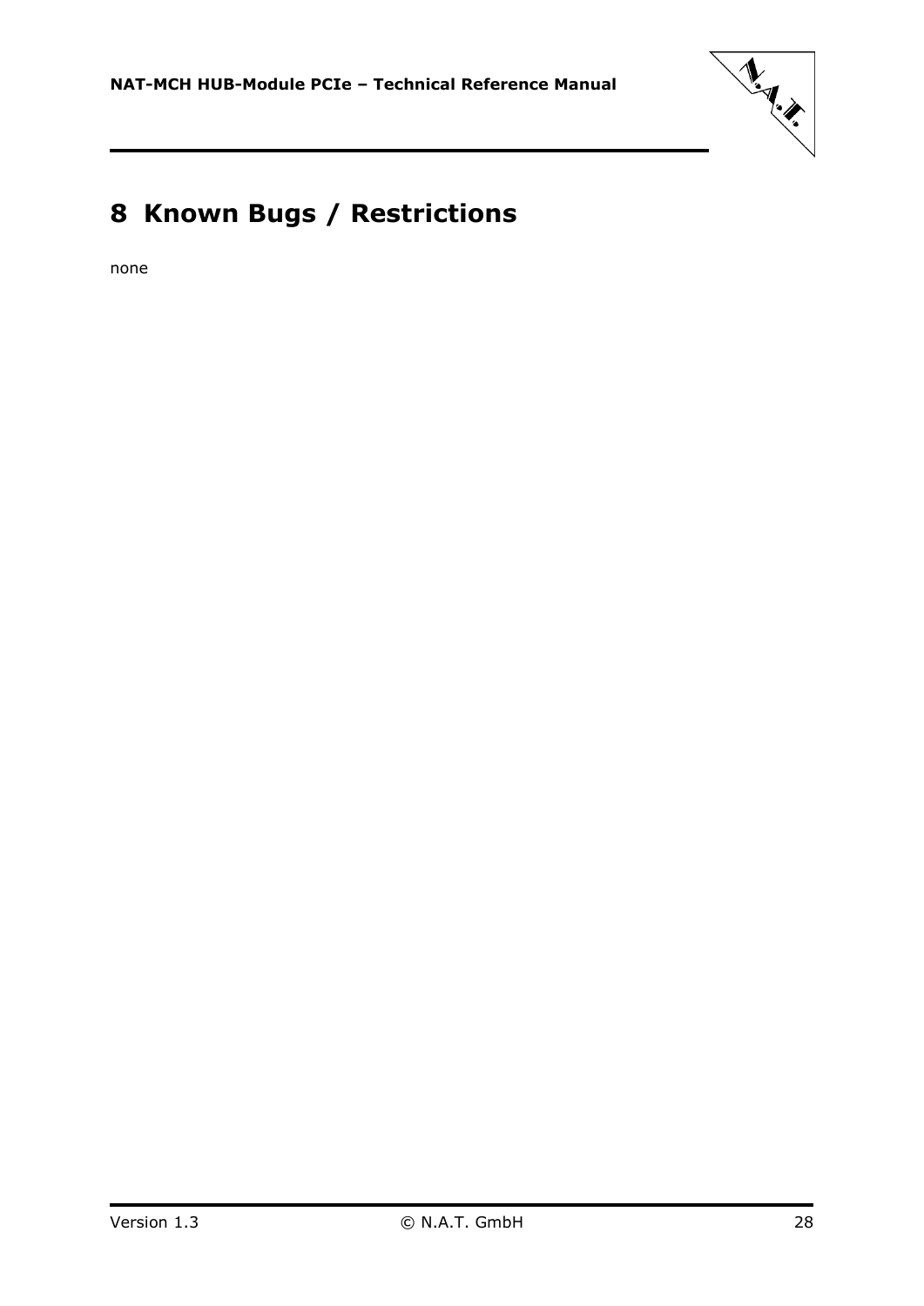# 8 Known Bugs / Restrictions

none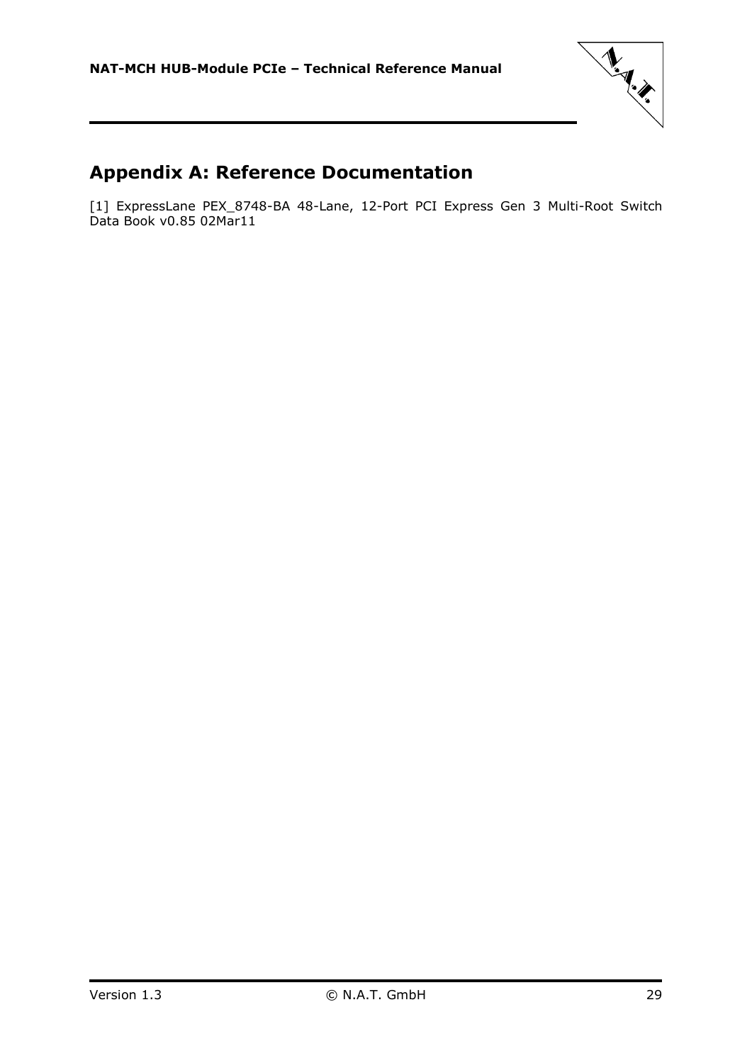# Appendix A: Reference Documentation

[1] ExpressLane PEX_8748-BA 48-Lane, 12-Port PCI Express Gen 3 Multi-Root Switch Data Book v0.85 02Mar11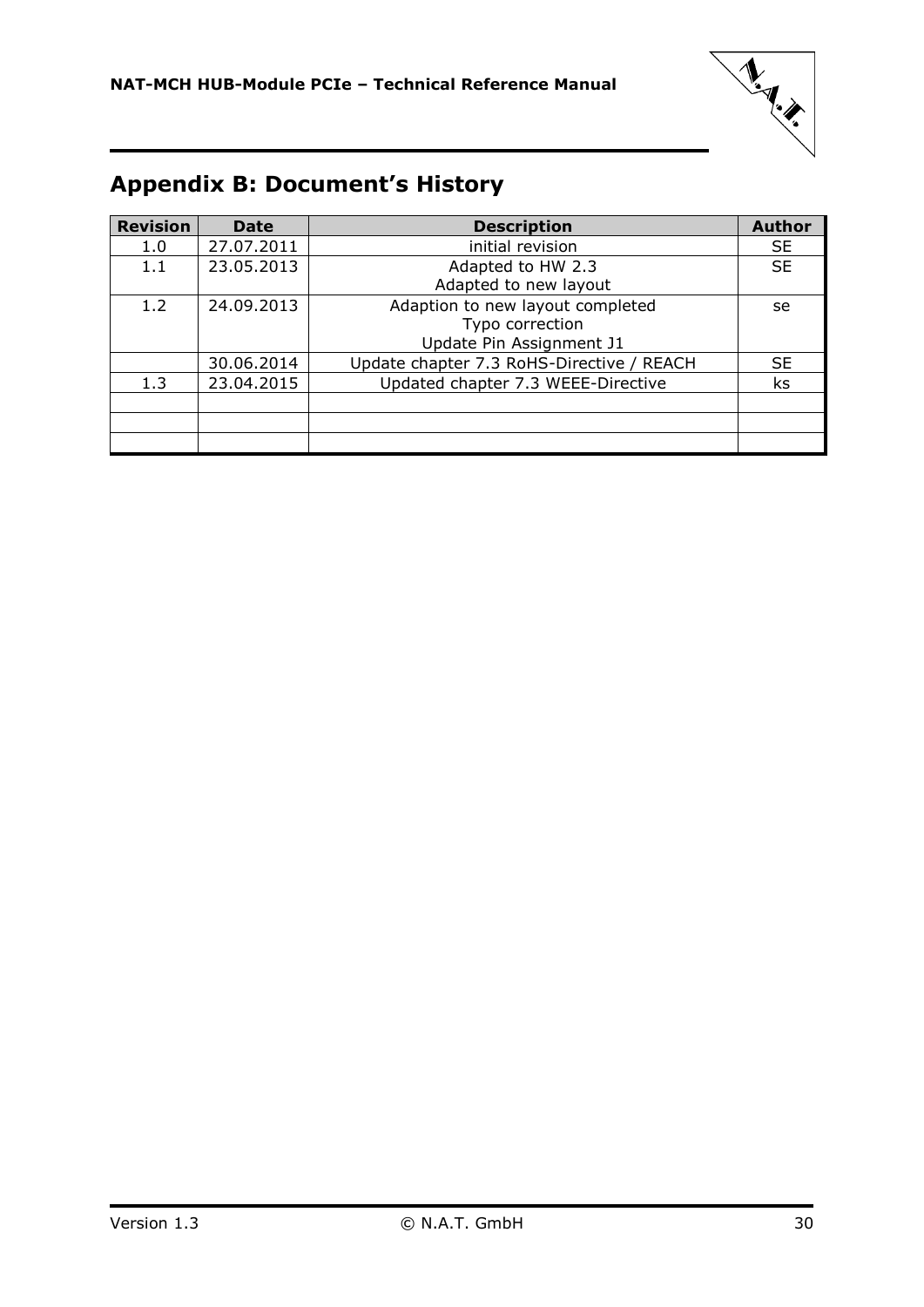# Appendix B: Document's History

| Revision | Date | Description | Author |
|---|---|---|---|
| 1.0 | 27.07.2011 | initial revision | SE |
| 1.1 | 23.05.2013 | Adapted to HW 2.3<br>Adapted to new layout | SE |
| 1.2 | 24.09.2013 | Adaption to new layout completed<br>Typo correction<br>Update Pin Assignment J1 | se |
| | 30.06.2014 | Update chapter 7.3 RoHS-Directive / REACH | SE |
| 1.3 | 23.04.2015 | Updated chapter 7.3 WEEE-Directive | ks |
| | | | |
| | | | |
| | | | |